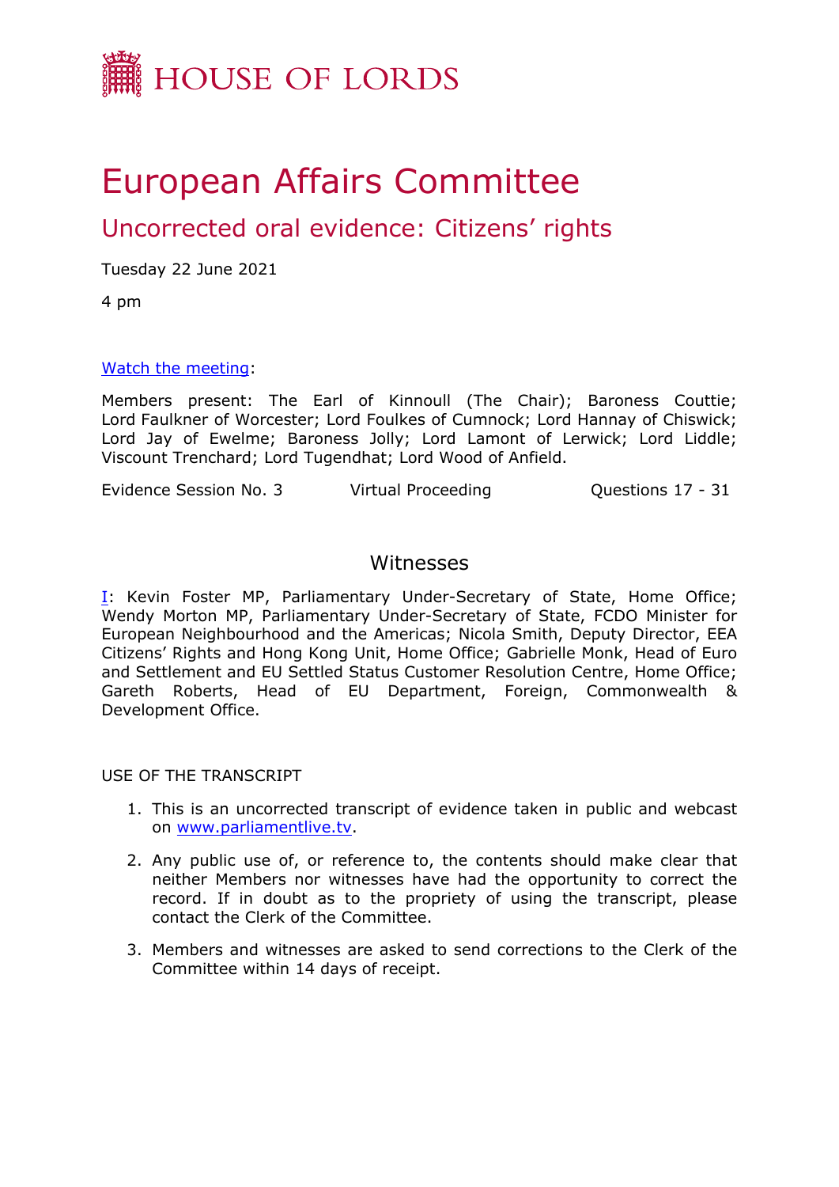HOUSE OF LORDS

# European Affairs Committee

## Uncorrected oral evidence: Citizens' rights

Tuesday 22 June 2021

4 pm

[Watch the meeting](https://parliamentlive.tv):

Members present: The Earl of Kinnoull (The Chair); Baroness Couttie; Lord Faulkner of Worcester; Lord Foulkes of Cumnock; Lord Hannay of Chiswick; Lord Jay of Ewelme; Baroness Jolly; Lord Lamont of Lerwick; Lord Liddle; Viscount Trenchard; Lord Tugendhat; Lord Wood of Anfield.

Evidence Session No. 3 Virtual Proceeding Questions 17 - 31

### Witnesses

I: Kevin Foster MP, Parliamentary Under-Secretary of State, Home Office; Wendy Morton MP, Parliamentary Under-Secretary of State, FCDO Minister for European Neighbourhood and the Americas; Nicola Smith, Deputy Director, EEA Citizens' Rights and Hong Kong Unit, Home Office; Gabrielle Monk, Head of Euro and Settlement and EU Settled Status Customer Resolution Centre, Home Office; Gareth Roberts, Head of EU Department, Foreign, Commonwealth & Development Office.

USE OF THE TRANSCRIPT

1. This is an uncorrected transcript of evidence taken in public and webcast on www.parliamentlive.tv.
2. Any public use of, or reference to, the contents should make clear that neither Members nor witnesses have had the opportunity to correct the record. If in doubt as to the propriety of using the transcript, please contact the Clerk of the Committee.
3. Members and witnesses are asked to send corrections to the Clerk of the Committee within 14 days of receipt.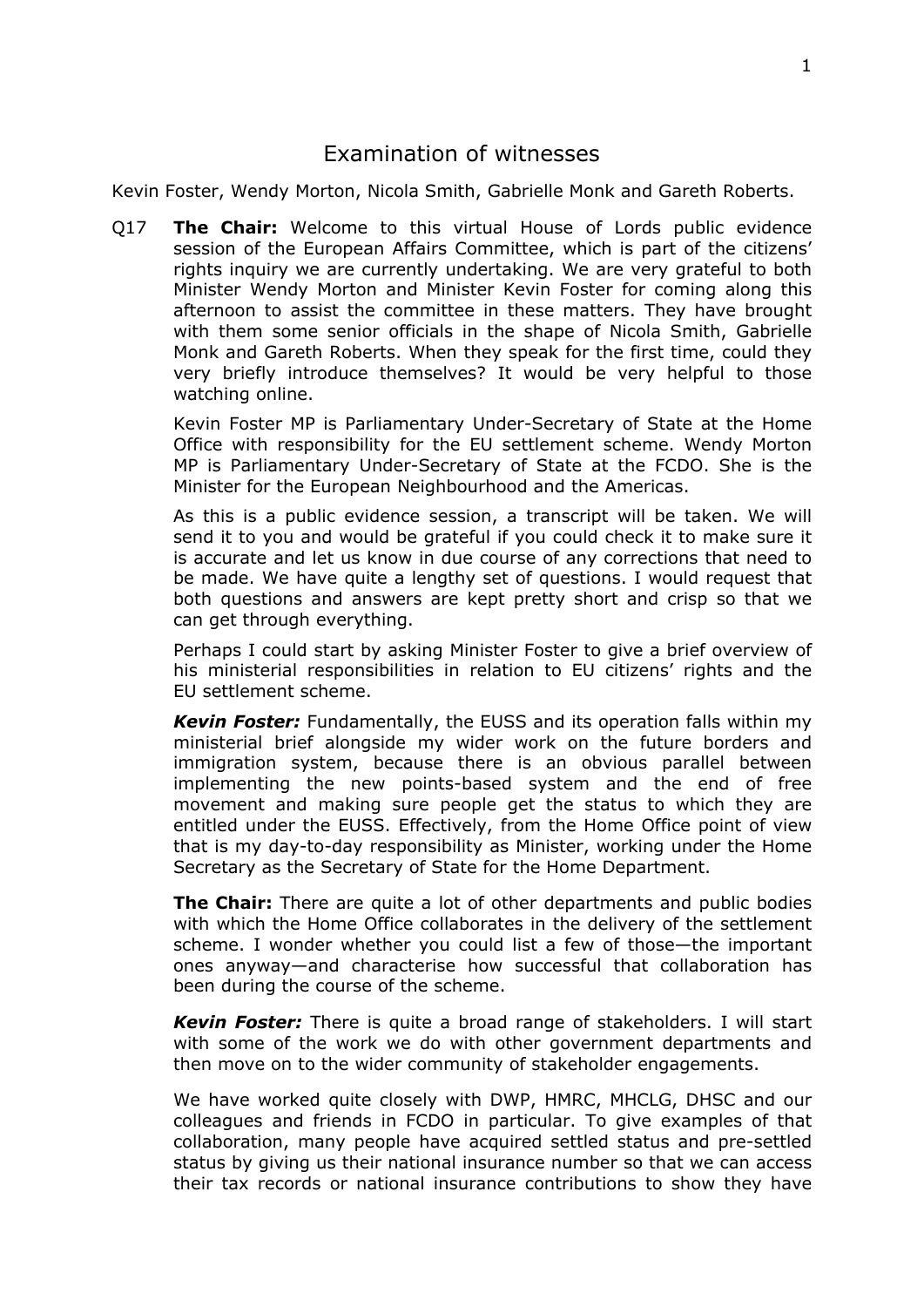# Examination of witnesses

Kevin Foster, Wendy Morton, Nicola Smith, Gabrielle Monk and Gareth Roberts.

Q17 **The Chair:** Welcome to this virtual House of Lords public evidence session of the European Affairs Committee, which is part of the citizens' rights inquiry we are currently undertaking. We are very grateful to both Minister Wendy Morton and Minister Kevin Foster for coming along this afternoon to assist the committee in these matters. They have brought with them some senior officials in the shape of Nicola Smith, Gabrielle Monk and Gareth Roberts. When they speak for the first time, could they very briefly introduce themselves? It would be very helpful to those watching online.

Kevin Foster MP is Parliamentary Under-Secretary of State at the Home Office with responsibility for the EU settlement scheme. Wendy Morton MP is Parliamentary Under-Secretary of State at the FCDO. She is the Minister for the European Neighbourhood and the Americas.

As this is a public evidence session, a transcript will be taken. We will send it to you and would be grateful if you could check it to make sure it is accurate and let us know in due course of any corrections that need to be made. We have quite a lengthy set of questions. I would request that both questions and answers are kept pretty short and crisp so that we can get through everything.

Perhaps I could start by asking Minister Foster to give a brief overview of his ministerial responsibilities in relation to EU citizens' rights and the EU settlement scheme.

***Kevin Foster:*** Fundamentally, the EUSS and its operation falls within my ministerial brief alongside my wider work on the future borders and immigration system, because there is an obvious parallel between implementing the new points-based system and the end of free movement and making sure people get the status to which they are entitled under the EUSS. Effectively, from the Home Office point of view that is my day-to-day responsibility as Minister, working under the Home Secretary as the Secretary of State for the Home Department.

**The Chair:** There are quite a lot of other departments and public bodies with which the Home Office collaborates in the delivery of the settlement scheme. I wonder whether you could list a few of those—the important ones anyway—and characterise how successful that collaboration has been during the course of the scheme.

***Kevin Foster:*** There is quite a broad range of stakeholders. I will start with some of the work we do with other government departments and then move on to the wider community of stakeholder engagements.

We have worked quite closely with DWP, HMRC, MHCLG, DHSC and our colleagues and friends in FCDO in particular. To give examples of that collaboration, many people have acquired settled status and pre-settled status by giving us their national insurance number so that we can access their tax records or national insurance contributions to show they have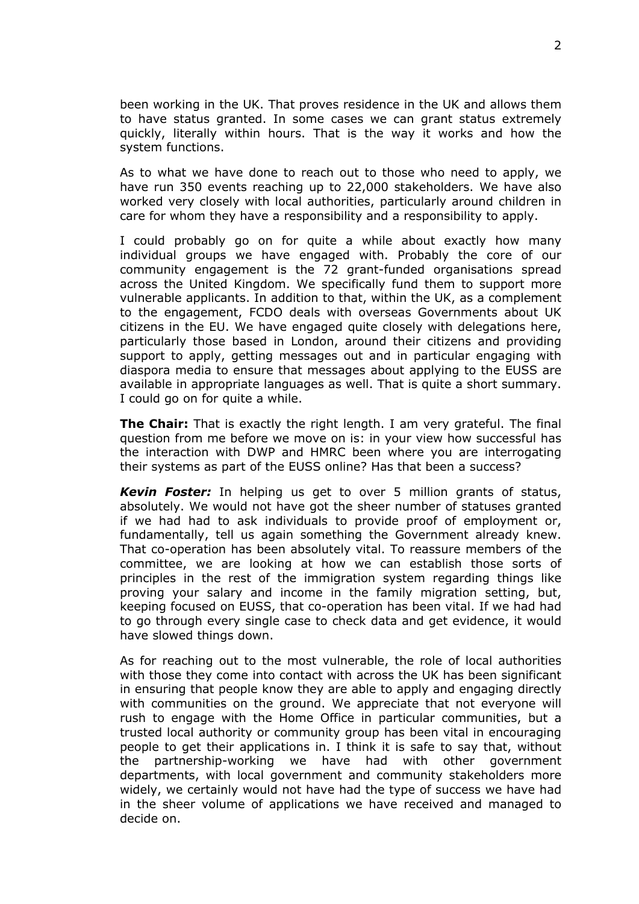been working in the UK. That proves residence in the UK and allows them to have status granted. In some cases we can grant status extremely quickly, literally within hours. That is the way it works and how the system functions.

As to what we have done to reach out to those who need to apply, we have run 350 events reaching up to 22,000 stakeholders. We have also worked very closely with local authorities, particularly around children in care for whom they have a responsibility and a responsibility to apply.

I could probably go on for quite a while about exactly how many individual groups we have engaged with. Probably the core of our community engagement is the 72 grant-funded organisations spread across the United Kingdom. We specifically fund them to support more vulnerable applicants. In addition to that, within the UK, as a complement to the engagement, FCDO deals with overseas Governments about UK citizens in the EU. We have engaged quite closely with delegations here, particularly those based in London, around their citizens and providing support to apply, getting messages out and in particular engaging with diaspora media to ensure that messages about applying to the EUSS are available in appropriate languages as well. That is quite a short summary. I could go on for quite a while.

**The Chair:** That is exactly the right length. I am very grateful. The final question from me before we move on is: in your view how successful has the interaction with DWP and HMRC been where you are interrogating their systems as part of the EUSS online? Has that been a success?

***Kevin Foster:*** In helping us get to over 5 million grants of status, absolutely. We would not have got the sheer number of statuses granted if we had had to ask individuals to provide proof of employment or, fundamentally, tell us again something the Government already knew. That co-operation has been absolutely vital. To reassure members of the committee, we are looking at how we can establish those sorts of principles in the rest of the immigration system regarding things like proving your salary and income in the family migration setting, but, keeping focused on EUSS, that co-operation has been vital. If we had had to go through every single case to check data and get evidence, it would have slowed things down.

As for reaching out to the most vulnerable, the role of local authorities with those they come into contact with across the UK has been significant in ensuring that people know they are able to apply and engaging directly with communities on the ground. We appreciate that not everyone will rush to engage with the Home Office in particular communities, but a trusted local authority or community group has been vital in encouraging people to get their applications in. I think it is safe to say that, without the partnership-working we have had with other government departments, with local government and community stakeholders more widely, we certainly would not have had the type of success we have had in the sheer volume of applications we have received and managed to decide on.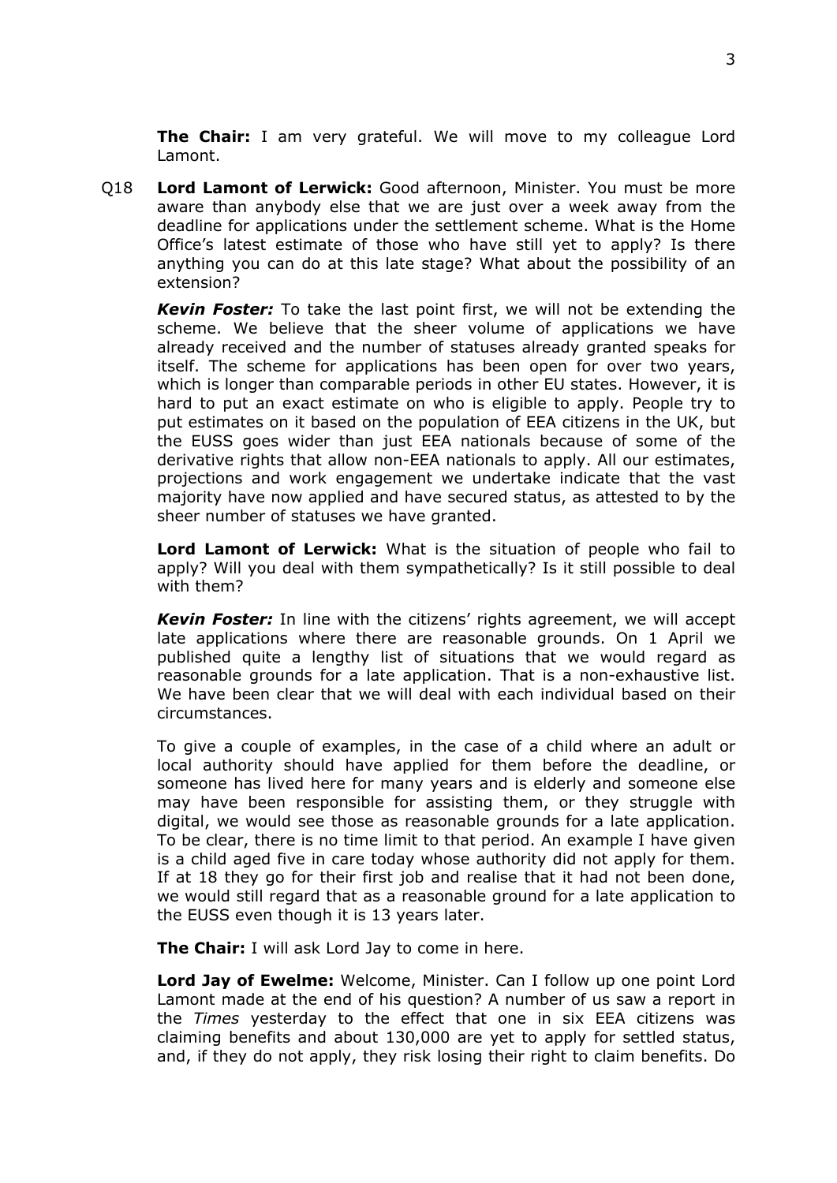**The Chair:** I am very grateful. We will move to my colleague Lord Lamont.

Q18 **Lord Lamont of Lerwick:** Good afternoon, Minister. You must be more aware than anybody else that we are just over a week away from the deadline for applications under the settlement scheme. What is the Home Office's latest estimate of those who have still yet to apply? Is there anything you can do at this late stage? What about the possibility of an extension?

***Kevin Foster:*** To take the last point first, we will not be extending the scheme. We believe that the sheer volume of applications we have already received and the number of statuses already granted speaks for itself. The scheme for applications has been open for over two years, which is longer than comparable periods in other EU states. However, it is hard to put an exact estimate on who is eligible to apply. People try to put estimates on it based on the population of EEA citizens in the UK, but the EUSS goes wider than just EEA nationals because of some of the derivative rights that allow non-EEA nationals to apply. All our estimates, projections and work engagement we undertake indicate that the vast majority have now applied and have secured status, as attested to by the sheer number of statuses we have granted.

**Lord Lamont of Lerwick:** What is the situation of people who fail to apply? Will you deal with them sympathetically? Is it still possible to deal with them?

***Kevin Foster:*** In line with the citizens' rights agreement, we will accept late applications where there are reasonable grounds. On 1 April we published quite a lengthy list of situations that we would regard as reasonable grounds for a late application. That is a non-exhaustive list. We have been clear that we will deal with each individual based on their circumstances.

To give a couple of examples, in the case of a child where an adult or local authority should have applied for them before the deadline, or someone has lived here for many years and is elderly and someone else may have been responsible for assisting them, or they struggle with digital, we would see those as reasonable grounds for a late application. To be clear, there is no time limit to that period. An example I have given is a child aged five in care today whose authority did not apply for them. If at 18 they go for their first job and realise that it had not been done, we would still regard that as a reasonable ground for a late application to the EUSS even though it is 13 years later.

**The Chair:** I will ask Lord Jay to come in here.

**Lord Jay of Ewelme:** Welcome, Minister. Can I follow up one point Lord Lamont made at the end of his question? A number of us saw a report in the *Times* yesterday to the effect that one in six EEA citizens was claiming benefits and about 130,000 are yet to apply for settled status, and, if they do not apply, they risk losing their right to claim benefits. Do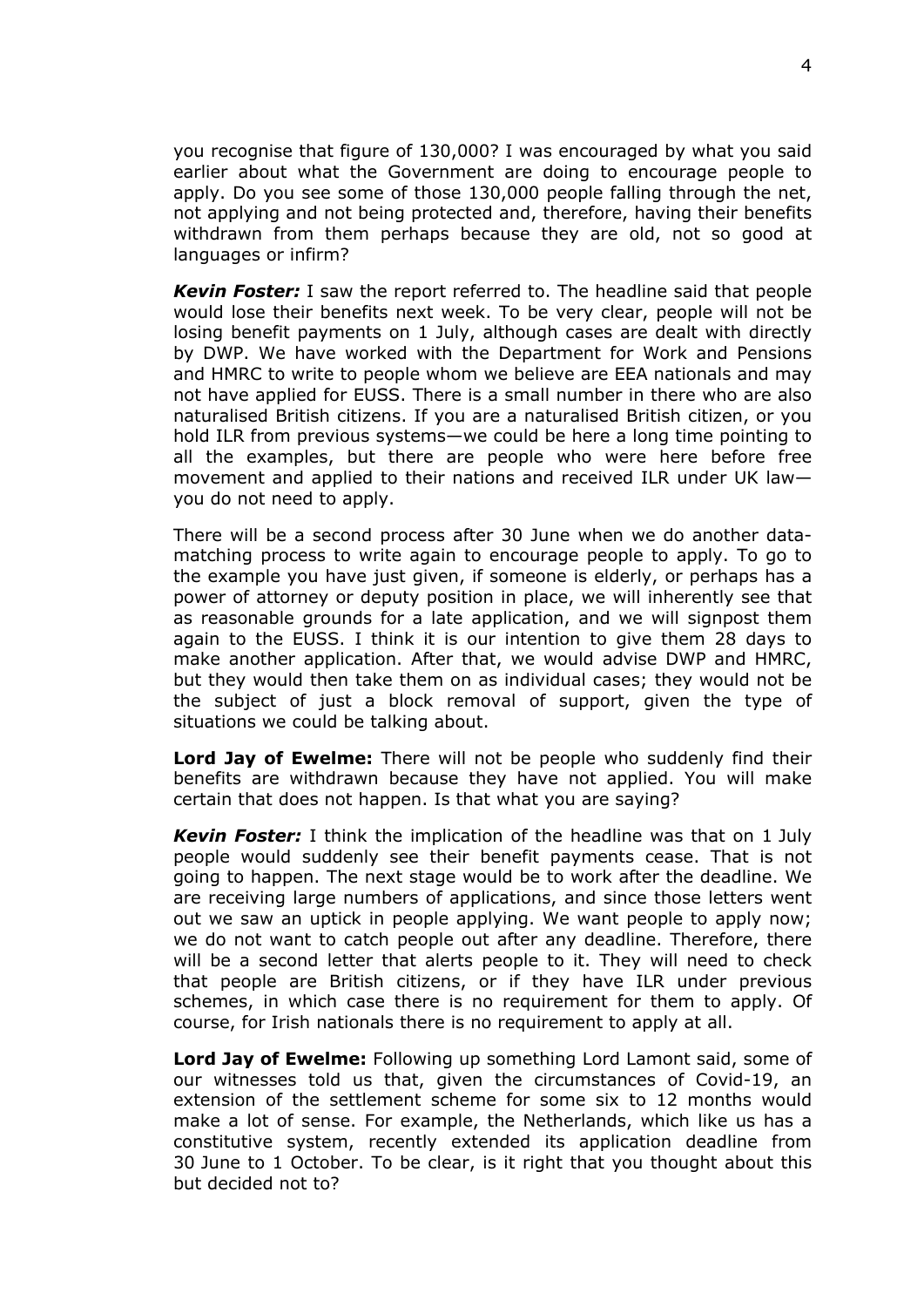you recognise that figure of 130,000? I was encouraged by what you said earlier about what the Government are doing to encourage people to apply. Do you see some of those 130,000 people falling through the net, not applying and not being protected and, therefore, having their benefits withdrawn from them perhaps because they are old, not so good at languages or infirm?

***Kevin Foster:*** I saw the report referred to. The headline said that people would lose their benefits next week. To be very clear, people will not be losing benefit payments on 1 July, although cases are dealt with directly by DWP. We have worked with the Department for Work and Pensions and HMRC to write to people whom we believe are EEA nationals and may not have applied for EUSS. There is a small number in there who are also naturalised British citizens. If you are a naturalised British citizen, or you hold ILR from previous systems—we could be here a long time pointing to all the examples, but there are people who were here before free movement and applied to their nations and received ILR under UK law—you do not need to apply.

There will be a second process after 30 June when we do another data-matching process to write again to encourage people to apply. To go to the example you have just given, if someone is elderly, or perhaps has a power of attorney or deputy position in place, we will inherently see that as reasonable grounds for a late application, and we will signpost them again to the EUSS. I think it is our intention to give them 28 days to make another application. After that, we would advise DWP and HMRC, but they would then take them on as individual cases; they would not be the subject of just a block removal of support, given the type of situations we could be talking about.

**Lord Jay of Ewelme:** There will not be people who suddenly find their benefits are withdrawn because they have not applied. You will make certain that does not happen. Is that what you are saying?

***Kevin Foster:*** I think the implication of the headline was that on 1 July people would suddenly see their benefit payments cease. That is not going to happen. The next stage would be to work after the deadline. We are receiving large numbers of applications, and since those letters went out we saw an uptick in people applying. We want people to apply now; we do not want to catch people out after any deadline. Therefore, there will be a second letter that alerts people to it. They will need to check that people are British citizens, or if they have ILR under previous schemes, in which case there is no requirement for them to apply. Of course, for Irish nationals there is no requirement to apply at all.

**Lord Jay of Ewelme:** Following up something Lord Lamont said, some of our witnesses told us that, given the circumstances of Covid-19, an extension of the settlement scheme for some six to 12 months would make a lot of sense. For example, the Netherlands, which like us has a constitutive system, recently extended its application deadline from 30 June to 1 October. To be clear, is it right that you thought about this but decided not to?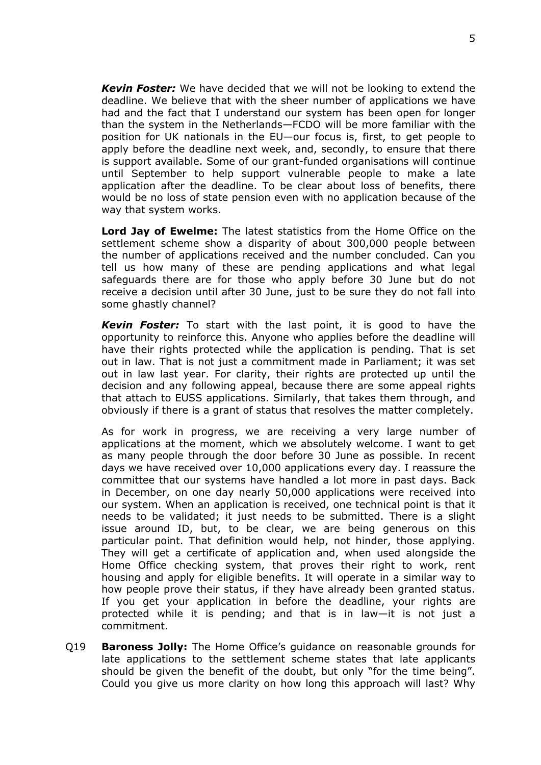***Kevin Foster:*** We have decided that we will not be looking to extend the deadline. We believe that with the sheer number of applications we have had and the fact that I understand our system has been open for longer than the system in the Netherlands—FCDO will be more familiar with the position for UK nationals in the EU—our focus is, first, to get people to apply before the deadline next week, and, secondly, to ensure that there is support available. Some of our grant-funded organisations will continue until September to help support vulnerable people to make a late application after the deadline. To be clear about loss of benefits, there would be no loss of state pension even with no application because of the way that system works.

**Lord Jay of Ewelme:** The latest statistics from the Home Office on the settlement scheme show a disparity of about 300,000 people between the number of applications received and the number concluded. Can you tell us how many of these are pending applications and what legal safeguards there are for those who apply before 30 June but do not receive a decision until after 30 June, just to be sure they do not fall into some ghastly channel?

***Kevin Foster:*** To start with the last point, it is good to have the opportunity to reinforce this. Anyone who applies before the deadline will have their rights protected while the application is pending. That is set out in law. That is not just a commitment made in Parliament; it was set out in law last year. For clarity, their rights are protected up until the decision and any following appeal, because there are some appeal rights that attach to EUSS applications. Similarly, that takes them through, and obviously if there is a grant of status that resolves the matter completely.

As for work in progress, we are receiving a very large number of applications at the moment, which we absolutely welcome. I want to get as many people through the door before 30 June as possible. In recent days we have received over 10,000 applications every day. I reassure the committee that our systems have handled a lot more in past days. Back in December, on one day nearly 50,000 applications were received into our system. When an application is received, one technical point is that it needs to be validated; it just needs to be submitted. There is a slight issue around ID, but, to be clear, we are being generous on this particular point. That definition would help, not hinder, those applying. They will get a certificate of application and, when used alongside the Home Office checking system, that proves their right to work, rent housing and apply for eligible benefits. It will operate in a similar way to how people prove their status, if they have already been granted status. If you get your application in before the deadline, your rights are protected while it is pending; and that is in law—it is not just a commitment.

Q19 **Baroness Jolly:** The Home Office's guidance on reasonable grounds for late applications to the settlement scheme states that late applicants should be given the benefit of the doubt, but only "for the time being". Could you give us more clarity on how long this approach will last? Why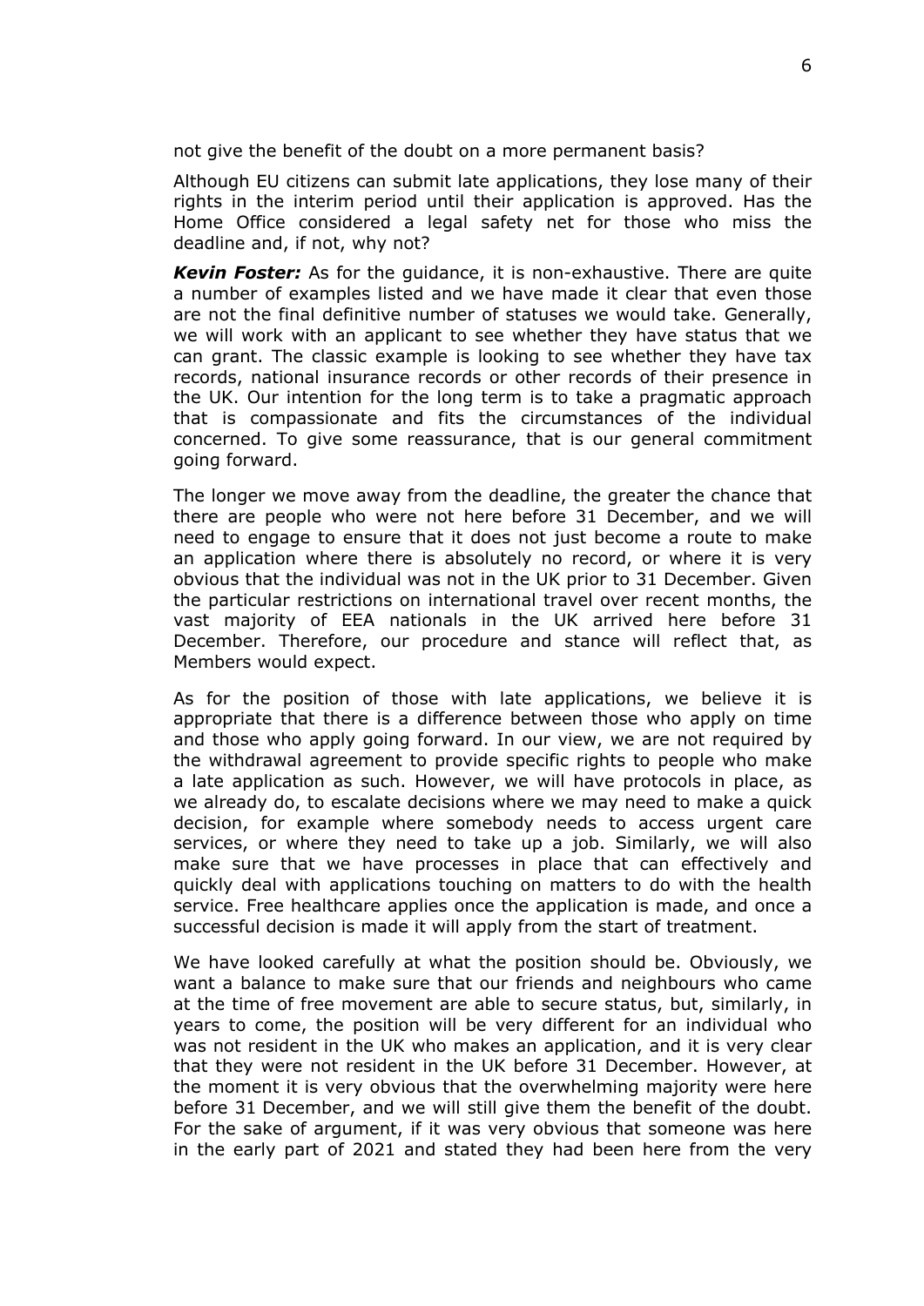not give the benefit of the doubt on a more permanent basis?

Although EU citizens can submit late applications, they lose many of their rights in the interim period until their application is approved. Has the Home Office considered a legal safety net for those who miss the deadline and, if not, why not?

***Kevin Foster:*** As for the guidance, it is non-exhaustive. There are quite a number of examples listed and we have made it clear that even those are not the final definitive number of statuses we would take. Generally, we will work with an applicant to see whether they have status that we can grant. The classic example is looking to see whether they have tax records, national insurance records or other records of their presence in the UK. Our intention for the long term is to take a pragmatic approach that is compassionate and fits the circumstances of the individual concerned. To give some reassurance, that is our general commitment going forward.

The longer we move away from the deadline, the greater the chance that there are people who were not here before 31 December, and we will need to engage to ensure that it does not just become a route to make an application where there is absolutely no record, or where it is very obvious that the individual was not in the UK prior to 31 December. Given the particular restrictions on international travel over recent months, the vast majority of EEA nationals in the UK arrived here before 31 December. Therefore, our procedure and stance will reflect that, as Members would expect.

As for the position of those with late applications, we believe it is appropriate that there is a difference between those who apply on time and those who apply going forward. In our view, we are not required by the withdrawal agreement to provide specific rights to people who make a late application as such. However, we will have protocols in place, as we already do, to escalate decisions where we may need to make a quick decision, for example where somebody needs to access urgent care services, or where they need to take up a job. Similarly, we will also make sure that we have processes in place that can effectively and quickly deal with applications touching on matters to do with the health service. Free healthcare applies once the application is made, and once a successful decision is made it will apply from the start of treatment.

We have looked carefully at what the position should be. Obviously, we want a balance to make sure that our friends and neighbours who came at the time of free movement are able to secure status, but, similarly, in years to come, the position will be very different for an individual who was not resident in the UK who makes an application, and it is very clear that they were not resident in the UK before 31 December. However, at the moment it is very obvious that the overwhelming majority were here before 31 December, and we will still give them the benefit of the doubt. For the sake of argument, if it was very obvious that someone was here in the early part of 2021 and stated they had been here from the very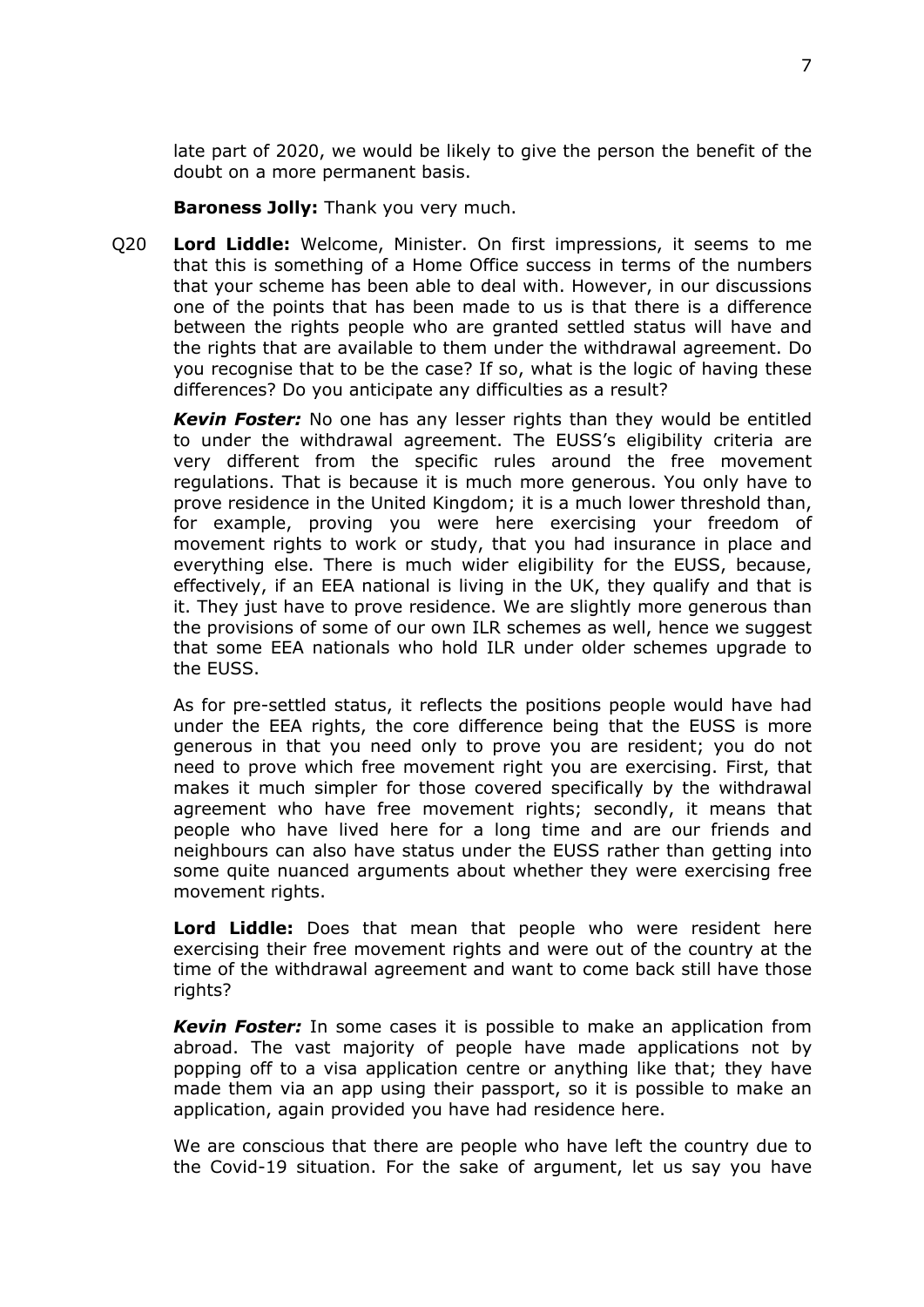late part of 2020, we would be likely to give the person the benefit of the doubt on a more permanent basis.

**Baroness Jolly:** Thank you very much.

Q20 **Lord Liddle:** Welcome, Minister. On first impressions, it seems to me that this is something of a Home Office success in terms of the numbers that your scheme has been able to deal with. However, in our discussions one of the points that has been made to us is that there is a difference between the rights people who are granted settled status will have and the rights that are available to them under the withdrawal agreement. Do you recognise that to be the case? If so, what is the logic of having these differences? Do you anticipate any difficulties as a result?

***Kevin Foster:*** No one has any lesser rights than they would be entitled to under the withdrawal agreement. The EUSS's eligibility criteria are very different from the specific rules around the free movement regulations. That is because it is much more generous. You only have to prove residence in the United Kingdom; it is a much lower threshold than, for example, proving you were here exercising your freedom of movement rights to work or study, that you had insurance in place and everything else. There is much wider eligibility for the EUSS, because, effectively, if an EEA national is living in the UK, they qualify and that is it. They just have to prove residence. We are slightly more generous than the provisions of some of our own ILR schemes as well, hence we suggest that some EEA nationals who hold ILR under older schemes upgrade to the EUSS.

As for pre-settled status, it reflects the positions people would have had under the EEA rights, the core difference being that the EUSS is more generous in that you need only to prove you are resident; you do not need to prove which free movement right you are exercising. First, that makes it much simpler for those covered specifically by the withdrawal agreement who have free movement rights; secondly, it means that people who have lived here for a long time and are our friends and neighbours can also have status under the EUSS rather than getting into some quite nuanced arguments about whether they were exercising free movement rights.

**Lord Liddle:** Does that mean that people who were resident here exercising their free movement rights and were out of the country at the time of the withdrawal agreement and want to come back still have those rights?

***Kevin Foster:*** In some cases it is possible to make an application from abroad. The vast majority of people have made applications not by popping off to a visa application centre or anything like that; they have made them via an app using their passport, so it is possible to make an application, again provided you have had residence here.

We are conscious that there are people who have left the country due to the Covid-19 situation. For the sake of argument, let us say you have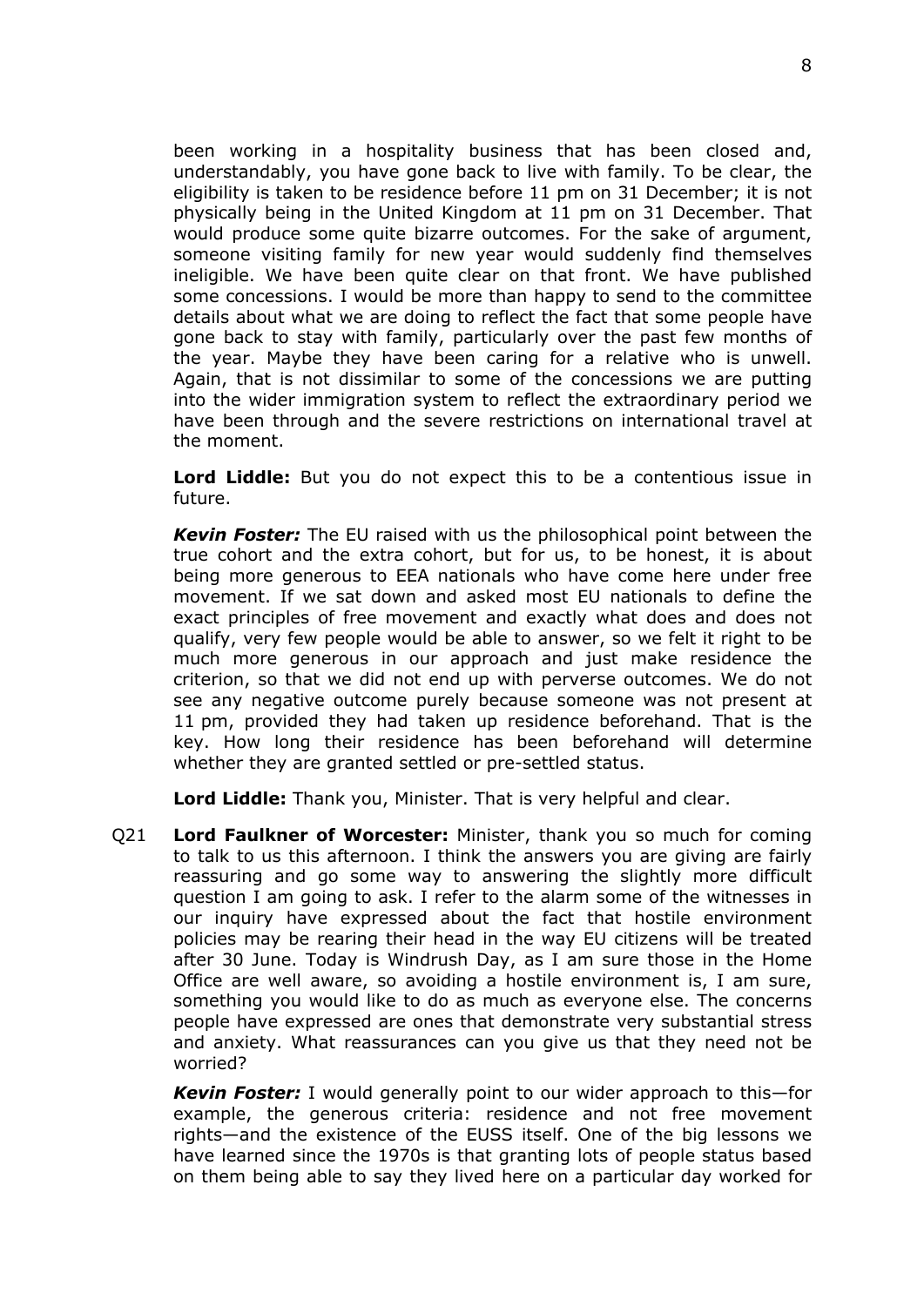been working in a hospitality business that has been closed and, understandably, you have gone back to live with family. To be clear, the eligibility is taken to be residence before 11 pm on 31 December; it is not physically being in the United Kingdom at 11 pm on 31 December. That would produce some quite bizarre outcomes. For the sake of argument, someone visiting family for new year would suddenly find themselves ineligible. We have been quite clear on that front. We have published some concessions. I would be more than happy to send to the committee details about what we are doing to reflect the fact that some people have gone back to stay with family, particularly over the past few months of the year. Maybe they have been caring for a relative who is unwell. Again, that is not dissimilar to some of the concessions we are putting into the wider immigration system to reflect the extraordinary period we have been through and the severe restrictions on international travel at the moment.

**Lord Liddle:** But you do not expect this to be a contentious issue in future.

***Kevin Foster:*** The EU raised with us the philosophical point between the true cohort and the extra cohort, but for us, to be honest, it is about being more generous to EEA nationals who have come here under free movement. If we sat down and asked most EU nationals to define the exact principles of free movement and exactly what does and does not qualify, very few people would be able to answer, so we felt it right to be much more generous in our approach and just make residence the criterion, so that we did not end up with perverse outcomes. We do not see any negative outcome purely because someone was not present at 11 pm, provided they had taken up residence beforehand. That is the key. How long their residence has been beforehand will determine whether they are granted settled or pre-settled status.

**Lord Liddle:** Thank you, Minister. That is very helpful and clear.

Q21 **Lord Faulkner of Worcester:** Minister, thank you so much for coming to talk to us this afternoon. I think the answers you are giving are fairly reassuring and go some way to answering the slightly more difficult question I am going to ask. I refer to the alarm some of the witnesses in our inquiry have expressed about the fact that hostile environment policies may be rearing their head in the way EU citizens will be treated after 30 June. Today is Windrush Day, as I am sure those in the Home Office are well aware, so avoiding a hostile environment is, I am sure, something you would like to do as much as everyone else. The concerns people have expressed are ones that demonstrate very substantial stress and anxiety. What reassurances can you give us that they need not be worried?

***Kevin Foster:*** I would generally point to our wider approach to this—for example, the generous criteria: residence and not free movement rights—and the existence of the EUSS itself. One of the big lessons we have learned since the 1970s is that granting lots of people status based on them being able to say they lived here on a particular day worked for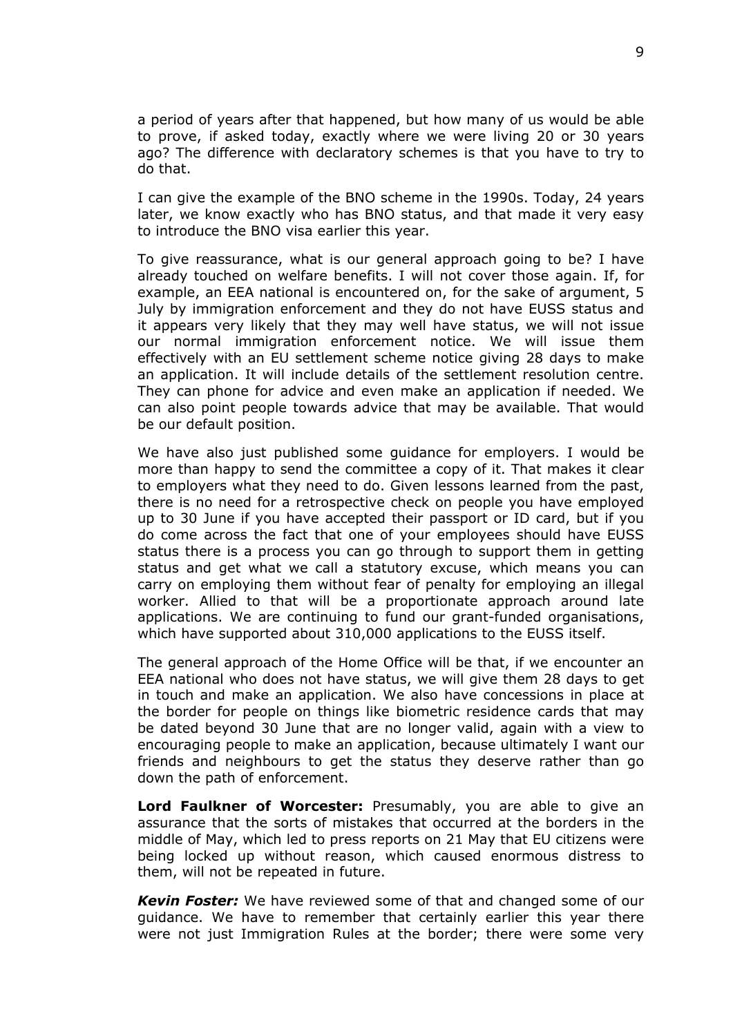a period of years after that happened, but how many of us would be able to prove, if asked today, exactly where we were living 20 or 30 years ago? The difference with declaratory schemes is that you have to try to do that.

I can give the example of the BNO scheme in the 1990s. Today, 24 years later, we know exactly who has BNO status, and that made it very easy to introduce the BNO visa earlier this year.

To give reassurance, what is our general approach going to be? I have already touched on welfare benefits. I will not cover those again. If, for example, an EEA national is encountered on, for the sake of argument, 5 July by immigration enforcement and they do not have EUSS status and it appears very likely that they may well have status, we will not issue our normal immigration enforcement notice. We will issue them effectively with an EU settlement scheme notice giving 28 days to make an application. It will include details of the settlement resolution centre. They can phone for advice and even make an application if needed. We can also point people towards advice that may be available. That would be our default position.

We have also just published some guidance for employers. I would be more than happy to send the committee a copy of it. That makes it clear to employers what they need to do. Given lessons learned from the past, there is no need for a retrospective check on people you have employed up to 30 June if you have accepted their passport or ID card, but if you do come across the fact that one of your employees should have EUSS status there is a process you can go through to support them in getting status and get what we call a statutory excuse, which means you can carry on employing them without fear of penalty for employing an illegal worker. Allied to that will be a proportionate approach around late applications. We are continuing to fund our grant-funded organisations, which have supported about 310,000 applications to the EUSS itself.

The general approach of the Home Office will be that, if we encounter an EEA national who does not have status, we will give them 28 days to get in touch and make an application. We also have concessions in place at the border for people on things like biometric residence cards that may be dated beyond 30 June that are no longer valid, again with a view to encouraging people to make an application, because ultimately I want our friends and neighbours to get the status they deserve rather than go down the path of enforcement.

**Lord Faulkner of Worcester:** Presumably, you are able to give an assurance that the sorts of mistakes that occurred at the borders in the middle of May, which led to press reports on 21 May that EU citizens were being locked up without reason, which caused enormous distress to them, will not be repeated in future.

***Kevin Foster:*** We have reviewed some of that and changed some of our guidance. We have to remember that certainly earlier this year there were not just Immigration Rules at the border; there were some very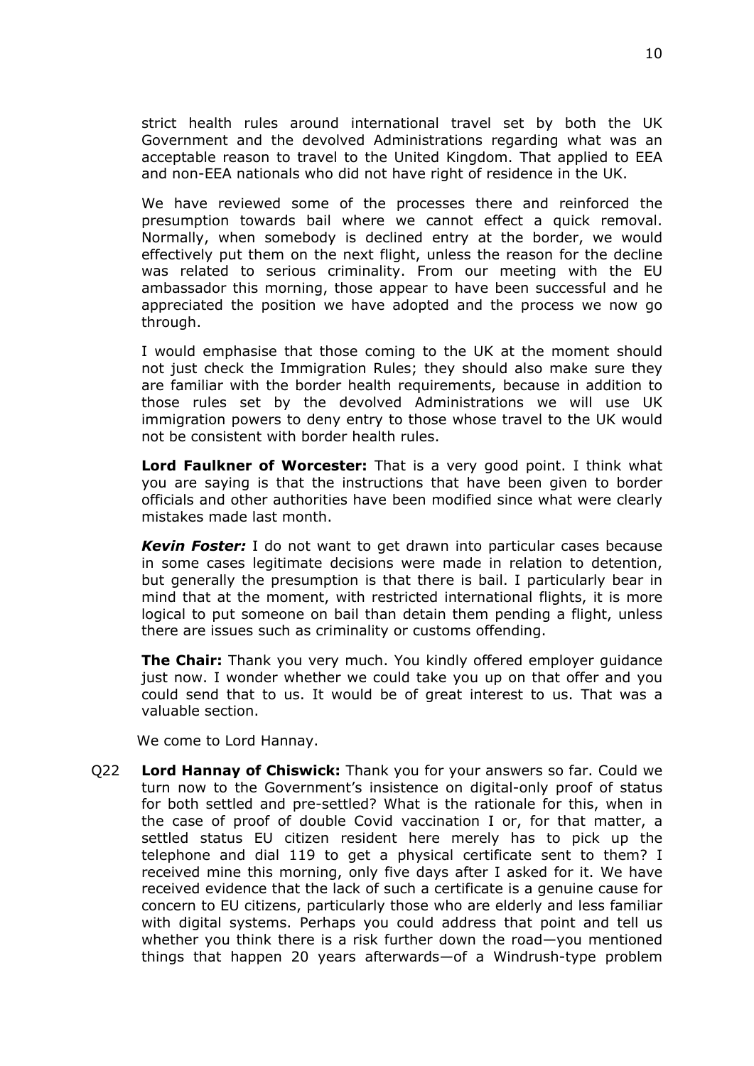strict health rules around international travel set by both the UK Government and the devolved Administrations regarding what was an acceptable reason to travel to the United Kingdom. That applied to EEA and non-EEA nationals who did not have right of residence in the UK.

We have reviewed some of the processes there and reinforced the presumption towards bail where we cannot effect a quick removal. Normally, when somebody is declined entry at the border, we would effectively put them on the next flight, unless the reason for the decline was related to serious criminality. From our meeting with the EU ambassador this morning, those appear to have been successful and he appreciated the position we have adopted and the process we now go through.

I would emphasise that those coming to the UK at the moment should not just check the Immigration Rules; they should also make sure they are familiar with the border health requirements, because in addition to those rules set by the devolved Administrations we will use UK immigration powers to deny entry to those whose travel to the UK would not be consistent with border health rules.

**Lord Faulkner of Worcester:** That is a very good point. I think what you are saying is that the instructions that have been given to border officials and other authorities have been modified since what were clearly mistakes made last month.

***Kevin Foster:*** I do not want to get drawn into particular cases because in some cases legitimate decisions were made in relation to detention, but generally the presumption is that there is bail. I particularly bear in mind that at the moment, with restricted international flights, it is more logical to put someone on bail than detain them pending a flight, unless there are issues such as criminality or customs offending.

**The Chair:** Thank you very much. You kindly offered employer guidance just now. I wonder whether we could take you up on that offer and you could send that to us. It would be of great interest to us. That was a valuable section.

We come to Lord Hannay.

Q22 **Lord Hannay of Chiswick:** Thank you for your answers so far. Could we turn now to the Government's insistence on digital-only proof of status for both settled and pre-settled? What is the rationale for this, when in the case of proof of double Covid vaccination I or, for that matter, a settled status EU citizen resident here merely has to pick up the telephone and dial 119 to get a physical certificate sent to them? I received mine this morning, only five days after I asked for it. We have received evidence that the lack of such a certificate is a genuine cause for concern to EU citizens, particularly those who are elderly and less familiar with digital systems. Perhaps you could address that point and tell us whether you think there is a risk further down the road—you mentioned things that happen 20 years afterwards—of a Windrush-type problem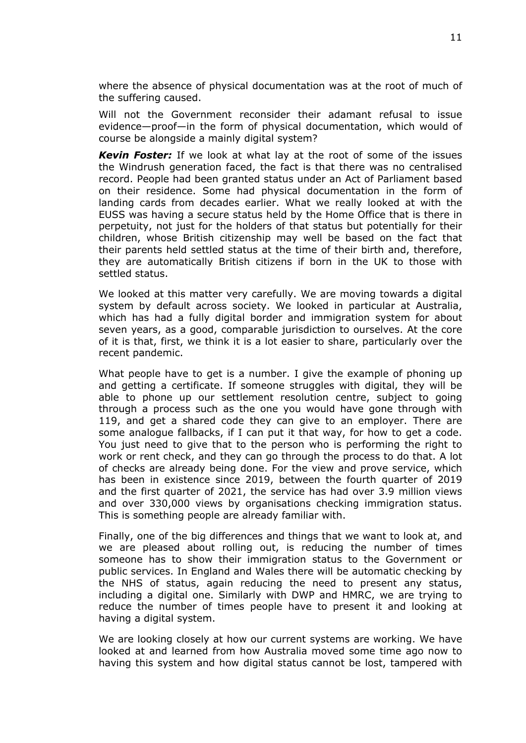where the absence of physical documentation was at the root of much of the suffering caused.

Will not the Government reconsider their adamant refusal to issue evidence—proof—in the form of physical documentation, which would of course be alongside a mainly digital system?

***Kevin Foster:*** If we look at what lay at the root of some of the issues the Windrush generation faced, the fact is that there was no centralised record. People had been granted status under an Act of Parliament based on their residence. Some had physical documentation in the form of landing cards from decades earlier. What we really looked at with the EUSS was having a secure status held by the Home Office that is there in perpetuity, not just for the holders of that status but potentially for their children, whose British citizenship may well be based on the fact that their parents held settled status at the time of their birth and, therefore, they are automatically British citizens if born in the UK to those with settled status.

We looked at this matter very carefully. We are moving towards a digital system by default across society. We looked in particular at Australia, which has had a fully digital border and immigration system for about seven years, as a good, comparable jurisdiction to ourselves. At the core of it is that, first, we think it is a lot easier to share, particularly over the recent pandemic.

What people have to get is a number. I give the example of phoning up and getting a certificate. If someone struggles with digital, they will be able to phone up our settlement resolution centre, subject to going through a process such as the one you would have gone through with 119, and get a shared code they can give to an employer. There are some analogue fallbacks, if I can put it that way, for how to get a code. You just need to give that to the person who is performing the right to work or rent check, and they can go through the process to do that. A lot of checks are already being done. For the view and prove service, which has been in existence since 2019, between the fourth quarter of 2019 and the first quarter of 2021, the service has had over 3.9 million views and over 330,000 views by organisations checking immigration status. This is something people are already familiar with.

Finally, one of the big differences and things that we want to look at, and we are pleased about rolling out, is reducing the number of times someone has to show their immigration status to the Government or public services. In England and Wales there will be automatic checking by the NHS of status, again reducing the need to present any status, including a digital one. Similarly with DWP and HMRC, we are trying to reduce the number of times people have to present it and looking at having a digital system.

We are looking closely at how our current systems are working. We have looked at and learned from how Australia moved some time ago now to having this system and how digital status cannot be lost, tampered with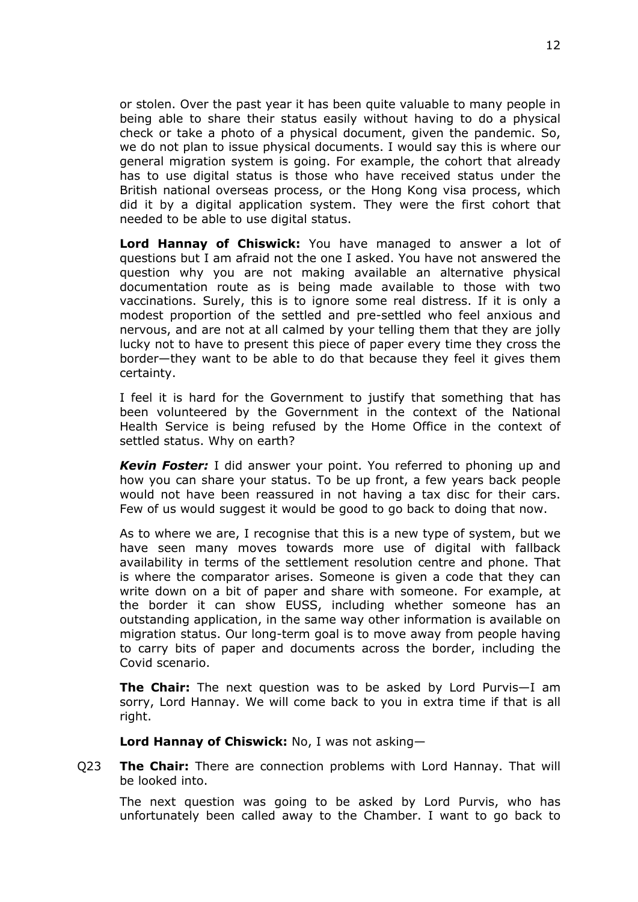or stolen. Over the past year it has been quite valuable to many people in being able to share their status easily without having to do a physical check or take a photo of a physical document, given the pandemic. So, we do not plan to issue physical documents. I would say this is where our general migration system is going. For example, the cohort that already has to use digital status is those who have received status under the British national overseas process, or the Hong Kong visa process, which did it by a digital application system. They were the first cohort that needed to be able to use digital status.

**Lord Hannay of Chiswick:** You have managed to answer a lot of questions but I am afraid not the one I asked. You have not answered the question why you are not making available an alternative physical documentation route as is being made available to those with two vaccinations. Surely, this is to ignore some real distress. If it is only a modest proportion of the settled and pre-settled who feel anxious and nervous, and are not at all calmed by your telling them that they are jolly lucky not to have to present this piece of paper every time they cross the border—they want to be able to do that because they feel it gives them certainty.

I feel it is hard for the Government to justify that something that has been volunteered by the Government in the context of the National Health Service is being refused by the Home Office in the context of settled status. Why on earth?

***Kevin Foster:*** I did answer your point. You referred to phoning up and how you can share your status. To be up front, a few years back people would not have been reassured in not having a tax disc for their cars. Few of us would suggest it would be good to go back to doing that now.

As to where we are, I recognise that this is a new type of system, but we have seen many moves towards more use of digital with fallback availability in terms of the settlement resolution centre and phone. That is where the comparator arises. Someone is given a code that they can write down on a bit of paper and share with someone. For example, at the border it can show EUSS, including whether someone has an outstanding application, in the same way other information is available on migration status. Our long-term goal is to move away from people having to carry bits of paper and documents across the border, including the Covid scenario.

**The Chair:** The next question was to be asked by Lord Purvis—I am sorry, Lord Hannay. We will come back to you in extra time if that is all right.

**Lord Hannay of Chiswick:** No, I was not asking—

Q23 **The Chair:** There are connection problems with Lord Hannay. That will be looked into.

The next question was going to be asked by Lord Purvis, who has unfortunately been called away to the Chamber. I want to go back to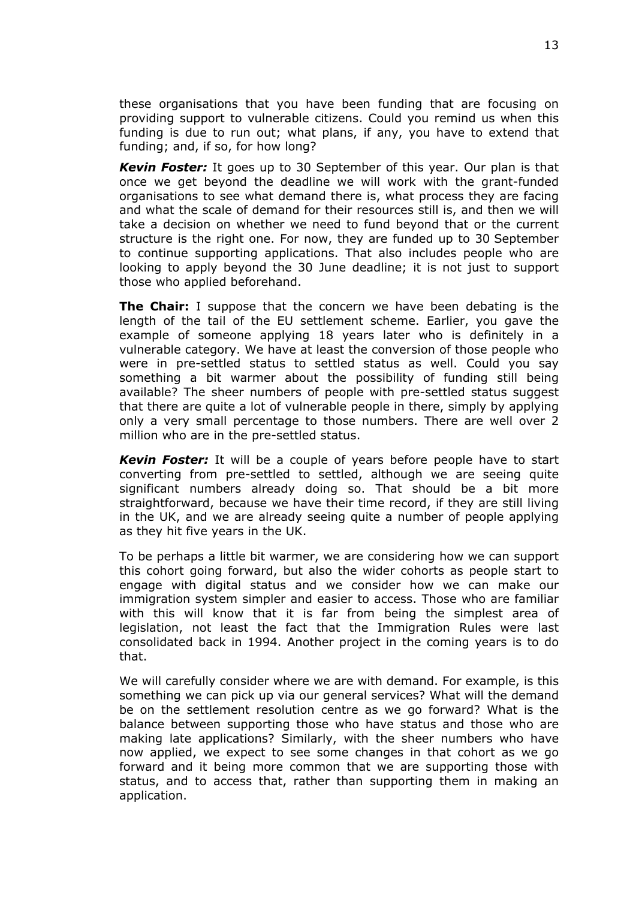these organisations that you have been funding that are focusing on providing support to vulnerable citizens. Could you remind us when this funding is due to run out; what plans, if any, you have to extend that funding; and, if so, for how long?

***Kevin Foster:*** It goes up to 30 September of this year. Our plan is that once we get beyond the deadline we will work with the grant-funded organisations to see what demand there is, what process they are facing and what the scale of demand for their resources still is, and then we will take a decision on whether we need to fund beyond that or the current structure is the right one. For now, they are funded up to 30 September to continue supporting applications. That also includes people who are looking to apply beyond the 30 June deadline; it is not just to support those who applied beforehand.

**The Chair:** I suppose that the concern we have been debating is the length of the tail of the EU settlement scheme. Earlier, you gave the example of someone applying 18 years later who is definitely in a vulnerable category. We have at least the conversion of those people who were in pre-settled status to settled status as well. Could you say something a bit warmer about the possibility of funding still being available? The sheer numbers of people with pre-settled status suggest that there are quite a lot of vulnerable people in there, simply by applying only a very small percentage to those numbers. There are well over 2 million who are in the pre-settled status.

***Kevin Foster:*** It will be a couple of years before people have to start converting from pre-settled to settled, although we are seeing quite significant numbers already doing so. That should be a bit more straightforward, because we have their time record, if they are still living in the UK, and we are already seeing quite a number of people applying as they hit five years in the UK.

To be perhaps a little bit warmer, we are considering how we can support this cohort going forward, but also the wider cohorts as people start to engage with digital status and we consider how we can make our immigration system simpler and easier to access. Those who are familiar with this will know that it is far from being the simplest area of legislation, not least the fact that the Immigration Rules were last consolidated back in 1994. Another project in the coming years is to do that.

We will carefully consider where we are with demand. For example, is this something we can pick up via our general services? What will the demand be on the settlement resolution centre as we go forward? What is the balance between supporting those who have status and those who are making late applications? Similarly, with the sheer numbers who have now applied, we expect to see some changes in that cohort as we go forward and it being more common that we are supporting those with status, and to access that, rather than supporting them in making an application.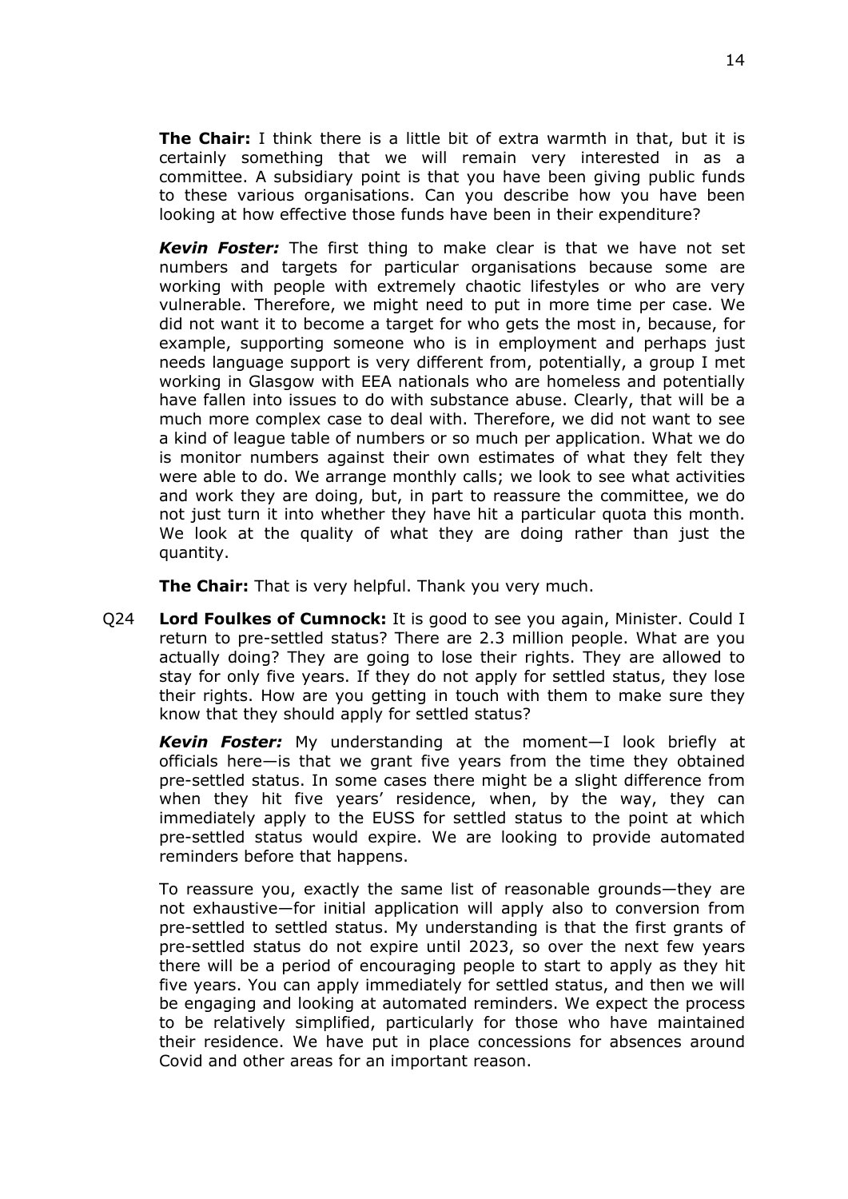**The Chair:** I think there is a little bit of extra warmth in that, but it is certainly something that we will remain very interested in as a committee. A subsidiary point is that you have been giving public funds to these various organisations. Can you describe how you have been looking at how effective those funds have been in their expenditure?

***Kevin Foster:*** The first thing to make clear is that we have not set numbers and targets for particular organisations because some are working with people with extremely chaotic lifestyles or who are very vulnerable. Therefore, we might need to put in more time per case. We did not want it to become a target for who gets the most in, because, for example, supporting someone who is in employment and perhaps just needs language support is very different from, potentially, a group I met working in Glasgow with EEA nationals who are homeless and potentially have fallen into issues to do with substance abuse. Clearly, that will be a much more complex case to deal with. Therefore, we did not want to see a kind of league table of numbers or so much per application. What we do is monitor numbers against their own estimates of what they felt they were able to do. We arrange monthly calls; we look to see what activities and work they are doing, but, in part to reassure the committee, we do not just turn it into whether they have hit a particular quota this month. We look at the quality of what they are doing rather than just the quantity.

**The Chair:** That is very helpful. Thank you very much.

Q24 **Lord Foulkes of Cumnock:** It is good to see you again, Minister. Could I return to pre-settled status? There are 2.3 million people. What are you actually doing? They are going to lose their rights. They are allowed to stay for only five years. If they do not apply for settled status, they lose their rights. How are you getting in touch with them to make sure they know that they should apply for settled status?

***Kevin Foster:*** My understanding at the moment—I look briefly at officials here—is that we grant five years from the time they obtained pre-settled status. In some cases there might be a slight difference from when they hit five years' residence, when, by the way, they can immediately apply to the EUSS for settled status to the point at which pre-settled status would expire. We are looking to provide automated reminders before that happens.

To reassure you, exactly the same list of reasonable grounds—they are not exhaustive—for initial application will apply also to conversion from pre-settled to settled status. My understanding is that the first grants of pre-settled status do not expire until 2023, so over the next few years there will be a period of encouraging people to start to apply as they hit five years. You can apply immediately for settled status, and then we will be engaging and looking at automated reminders. We expect the process to be relatively simplified, particularly for those who have maintained their residence. We have put in place concessions for absences around Covid and other areas for an important reason.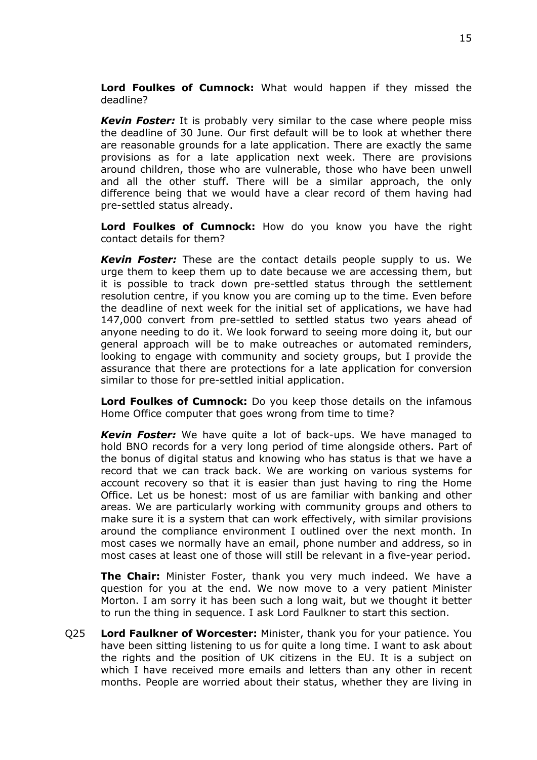**Lord Foulkes of Cumnock:** What would happen if they missed the deadline?

***Kevin Foster:*** It is probably very similar to the case where people miss the deadline of 30 June. Our first default will be to look at whether there are reasonable grounds for a late application. There are exactly the same provisions as for a late application next week. There are provisions around children, those who are vulnerable, those who have been unwell and all the other stuff. There will be a similar approach, the only difference being that we would have a clear record of them having had pre-settled status already.

**Lord Foulkes of Cumnock:** How do you know you have the right contact details for them?

***Kevin Foster:*** These are the contact details people supply to us. We urge them to keep them up to date because we are accessing them, but it is possible to track down pre-settled status through the settlement resolution centre, if you know you are coming up to the time. Even before the deadline of next week for the initial set of applications, we have had 147,000 convert from pre-settled to settled status two years ahead of anyone needing to do it. We look forward to seeing more doing it, but our general approach will be to make outreaches or automated reminders, looking to engage with community and society groups, but I provide the assurance that there are protections for a late application for conversion similar to those for pre-settled initial application.

**Lord Foulkes of Cumnock:** Do you keep those details on the infamous Home Office computer that goes wrong from time to time?

***Kevin Foster:*** We have quite a lot of back-ups. We have managed to hold BNO records for a very long period of time alongside others. Part of the bonus of digital status and knowing who has status is that we have a record that we can track back. We are working on various systems for account recovery so that it is easier than just having to ring the Home Office. Let us be honest: most of us are familiar with banking and other areas. We are particularly working with community groups and others to make sure it is a system that can work effectively, with similar provisions around the compliance environment I outlined over the next month. In most cases we normally have an email, phone number and address, so in most cases at least one of those will still be relevant in a five-year period.

**The Chair:** Minister Foster, thank you very much indeed. We have a question for you at the end. We now move to a very patient Minister Morton. I am sorry it has been such a long wait, but we thought it better to run the thing in sequence. I ask Lord Faulkner to start this section.

Q25 **Lord Faulkner of Worcester:** Minister, thank you for your patience. You have been sitting listening to us for quite a long time. I want to ask about the rights and the position of UK citizens in the EU. It is a subject on which I have received more emails and letters than any other in recent months. People are worried about their status, whether they are living in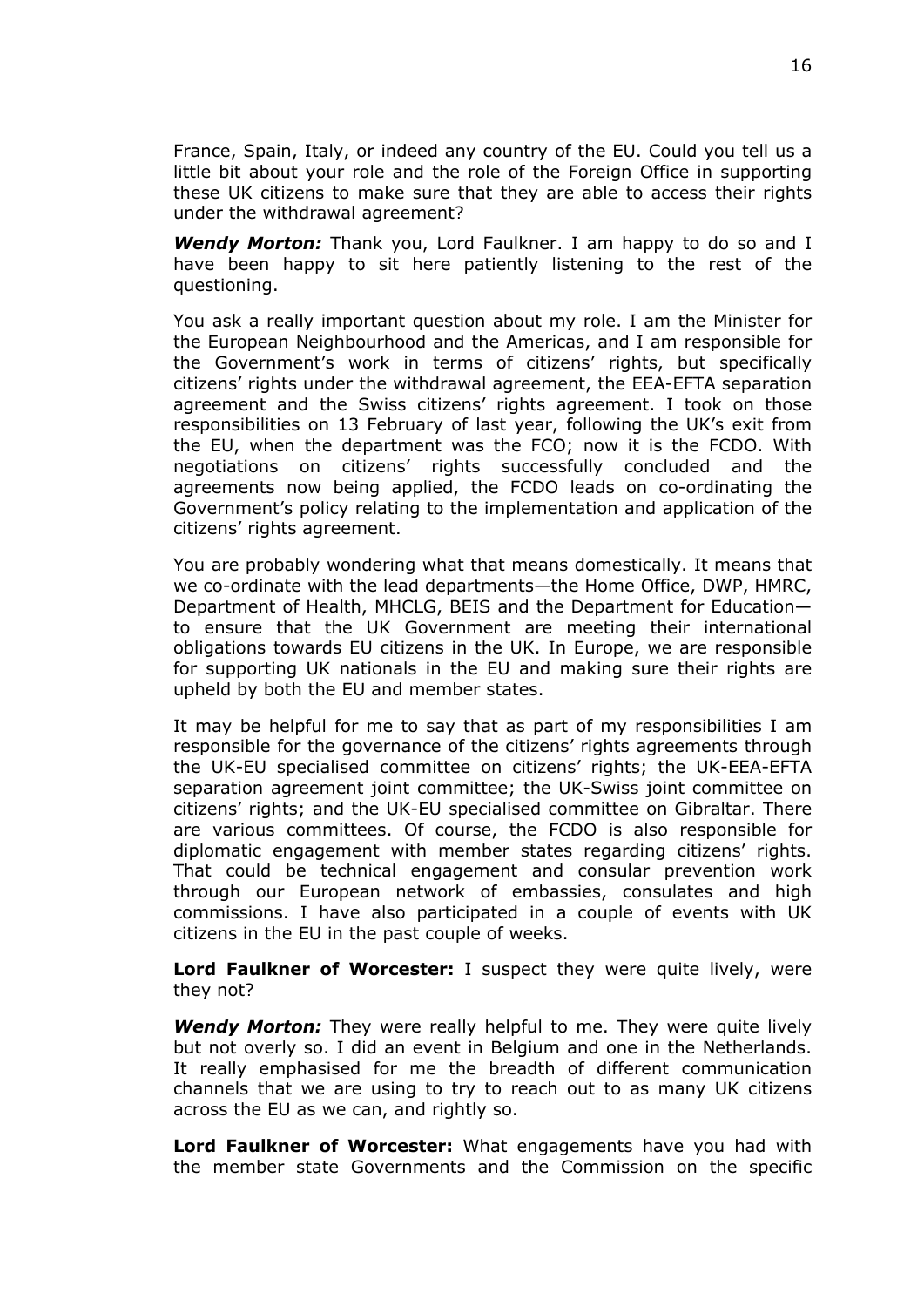France, Spain, Italy, or indeed any country of the EU. Could you tell us a little bit about your role and the role of the Foreign Office in supporting these UK citizens to make sure that they are able to access their rights under the withdrawal agreement?

***Wendy Morton:*** Thank you, Lord Faulkner. I am happy to do so and I have been happy to sit here patiently listening to the rest of the questioning.

You ask a really important question about my role. I am the Minister for the European Neighbourhood and the Americas, and I am responsible for the Government's work in terms of citizens' rights, but specifically citizens' rights under the withdrawal agreement, the EEA-EFTA separation agreement and the Swiss citizens' rights agreement. I took on those responsibilities on 13 February of last year, following the UK's exit from the EU, when the department was the FCO; now it is the FCDO. With negotiations on citizens' rights successfully concluded and the agreements now being applied, the FCDO leads on co-ordinating the Government's policy relating to the implementation and application of the citizens' rights agreement.

You are probably wondering what that means domestically. It means that we co-ordinate with the lead departments—the Home Office, DWP, HMRC, Department of Health, MHCLG, BEIS and the Department for Education—to ensure that the UK Government are meeting their international obligations towards EU citizens in the UK. In Europe, we are responsible for supporting UK nationals in the EU and making sure their rights are upheld by both the EU and member states.

It may be helpful for me to say that as part of my responsibilities I am responsible for the governance of the citizens' rights agreements through the UK-EU specialised committee on citizens' rights; the UK-EEA-EFTA separation agreement joint committee; the UK-Swiss joint committee on citizens' rights; and the UK-EU specialised committee on Gibraltar. There are various committees. Of course, the FCDO is also responsible for diplomatic engagement with member states regarding citizens' rights. That could be technical engagement and consular prevention work through our European network of embassies, consulates and high commissions. I have also participated in a couple of events with UK citizens in the EU in the past couple of weeks.

**Lord Faulkner of Worcester:** I suspect they were quite lively, were they not?

***Wendy Morton:*** They were really helpful to me. They were quite lively but not overly so. I did an event in Belgium and one in the Netherlands. It really emphasised for me the breadth of different communication channels that we are using to try to reach out to as many UK citizens across the EU as we can, and rightly so.

**Lord Faulkner of Worcester:** What engagements have you had with the member state Governments and the Commission on the specific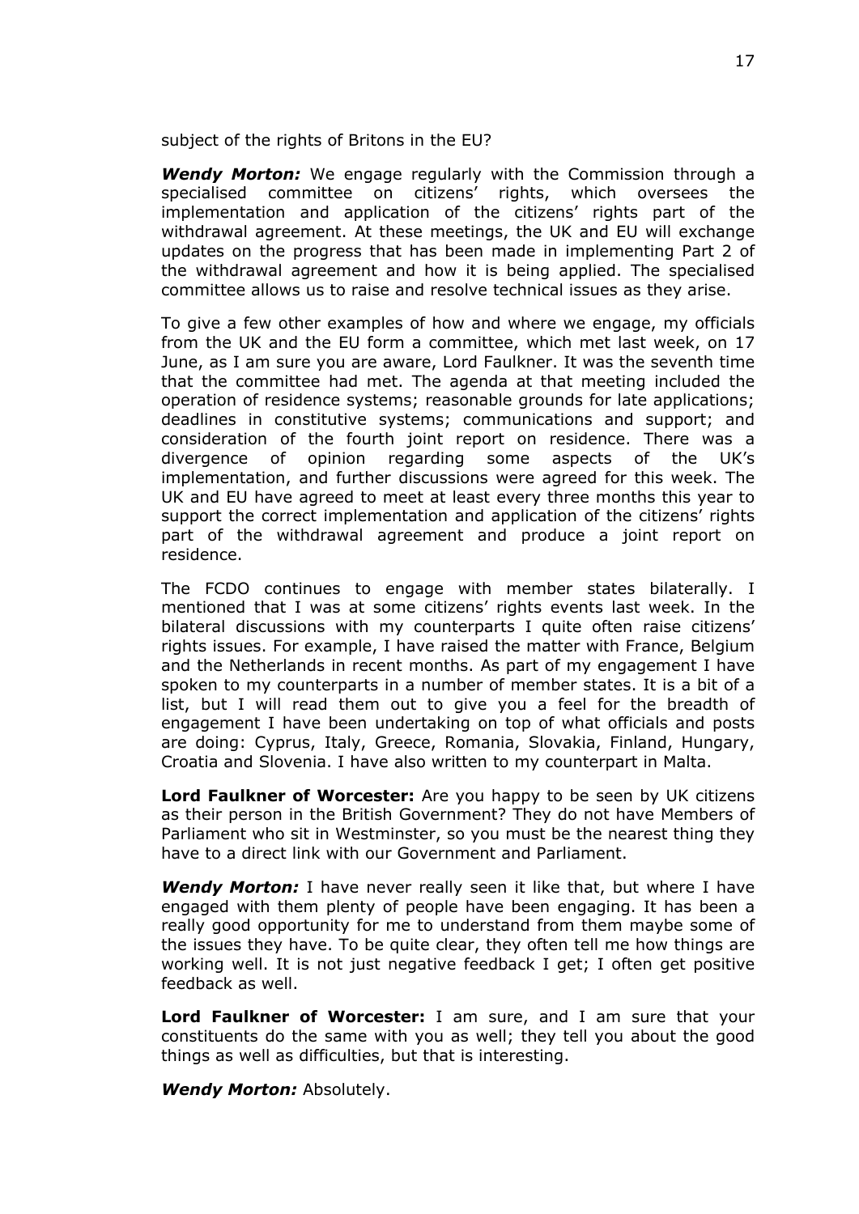subject of the rights of Britons in the EU?

***Wendy Morton:*** We engage regularly with the Commission through a specialised committee on citizens' rights, which oversees the implementation and application of the citizens' rights part of the withdrawal agreement. At these meetings, the UK and EU will exchange updates on the progress that has been made in implementing Part 2 of the withdrawal agreement and how it is being applied. The specialised committee allows us to raise and resolve technical issues as they arise.

To give a few other examples of how and where we engage, my officials from the UK and the EU form a committee, which met last week, on 17 June, as I am sure you are aware, Lord Faulkner. It was the seventh time that the committee had met. The agenda at that meeting included the operation of residence systems; reasonable grounds for late applications; deadlines in constitutive systems; communications and support; and consideration of the fourth joint report on residence. There was a divergence of opinion regarding some aspects of the UK's implementation, and further discussions were agreed for this week. The UK and EU have agreed to meet at least every three months this year to support the correct implementation and application of the citizens' rights part of the withdrawal agreement and produce a joint report on residence.

The FCDO continues to engage with member states bilaterally. I mentioned that I was at some citizens' rights events last week. In the bilateral discussions with my counterparts I quite often raise citizens' rights issues. For example, I have raised the matter with France, Belgium and the Netherlands in recent months. As part of my engagement I have spoken to my counterparts in a number of member states. It is a bit of a list, but I will read them out to give you a feel for the breadth of engagement I have been undertaking on top of what officials and posts are doing: Cyprus, Italy, Greece, Romania, Slovakia, Finland, Hungary, Croatia and Slovenia. I have also written to my counterpart in Malta.

**Lord Faulkner of Worcester:** Are you happy to be seen by UK citizens as their person in the British Government? They do not have Members of Parliament who sit in Westminster, so you must be the nearest thing they have to a direct link with our Government and Parliament.

***Wendy Morton:*** I have never really seen it like that, but where I have engaged with them plenty of people have been engaging. It has been a really good opportunity for me to understand from them maybe some of the issues they have. To be quite clear, they often tell me how things are working well. It is not just negative feedback I get; I often get positive feedback as well.

**Lord Faulkner of Worcester:** I am sure, and I am sure that your constituents do the same with you as well; they tell you about the good things as well as difficulties, but that is interesting.

***Wendy Morton:*** Absolutely.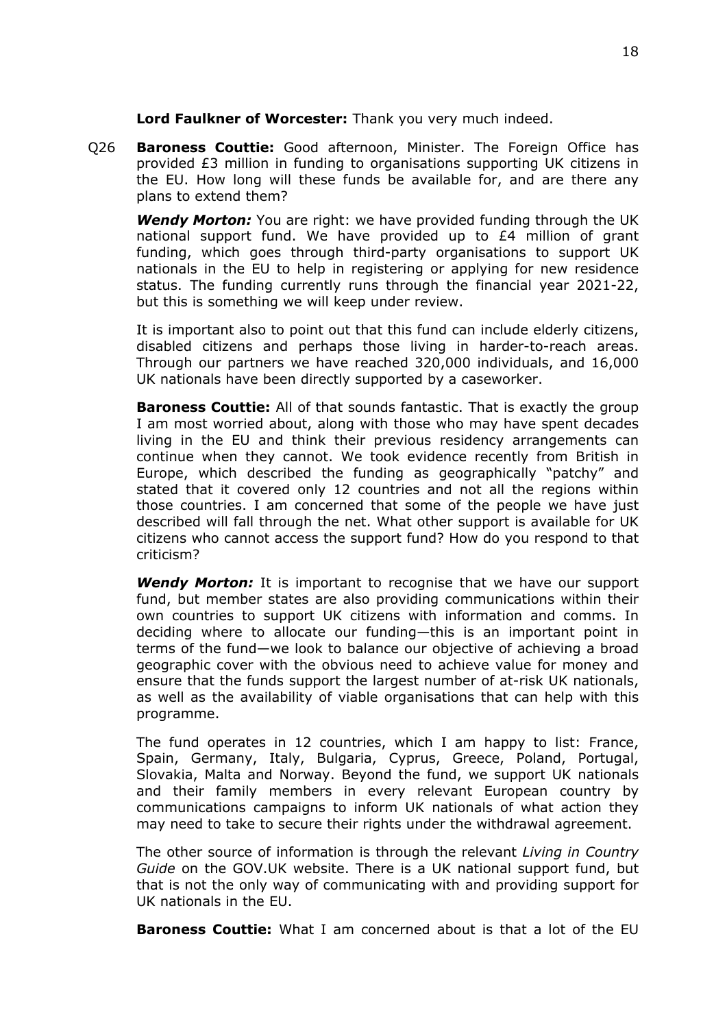**Lord Faulkner of Worcester:** Thank you very much indeed.

Q26 **Baroness Couttie:** Good afternoon, Minister. The Foreign Office has provided £3 million in funding to organisations supporting UK citizens in the EU. How long will these funds be available for, and are there any plans to extend them?

***Wendy Morton:*** You are right: we have provided funding through the UK national support fund. We have provided up to £4 million of grant funding, which goes through third-party organisations to support UK nationals in the EU to help in registering or applying for new residence status. The funding currently runs through the financial year 2021-22, but this is something we will keep under review.

It is important also to point out that this fund can include elderly citizens, disabled citizens and perhaps those living in harder-to-reach areas. Through our partners we have reached 320,000 individuals, and 16,000 UK nationals have been directly supported by a caseworker.

**Baroness Couttie:** All of that sounds fantastic. That is exactly the group I am most worried about, along with those who may have spent decades living in the EU and think their previous residency arrangements can continue when they cannot. We took evidence recently from British in Europe, which described the funding as geographically "patchy" and stated that it covered only 12 countries and not all the regions within those countries. I am concerned that some of the people we have just described will fall through the net. What other support is available for UK citizens who cannot access the support fund? How do you respond to that criticism?

***Wendy Morton:*** It is important to recognise that we have our support fund, but member states are also providing communications within their own countries to support UK citizens with information and comms. In deciding where to allocate our funding—this is an important point in terms of the fund—we look to balance our objective of achieving a broad geographic cover with the obvious need to achieve value for money and ensure that the funds support the largest number of at-risk UK nationals, as well as the availability of viable organisations that can help with this programme.

The fund operates in 12 countries, which I am happy to list: France, Spain, Germany, Italy, Bulgaria, Cyprus, Greece, Poland, Portugal, Slovakia, Malta and Norway. Beyond the fund, we support UK nationals and their family members in every relevant European country by communications campaigns to inform UK nationals of what action they may need to take to secure their rights under the withdrawal agreement.

The other source of information is through the relevant *Living in Country Guide* on the GOV.UK website. There is a UK national support fund, but that is not the only way of communicating with and providing support for UK nationals in the EU.

**Baroness Couttie:** What I am concerned about is that a lot of the EU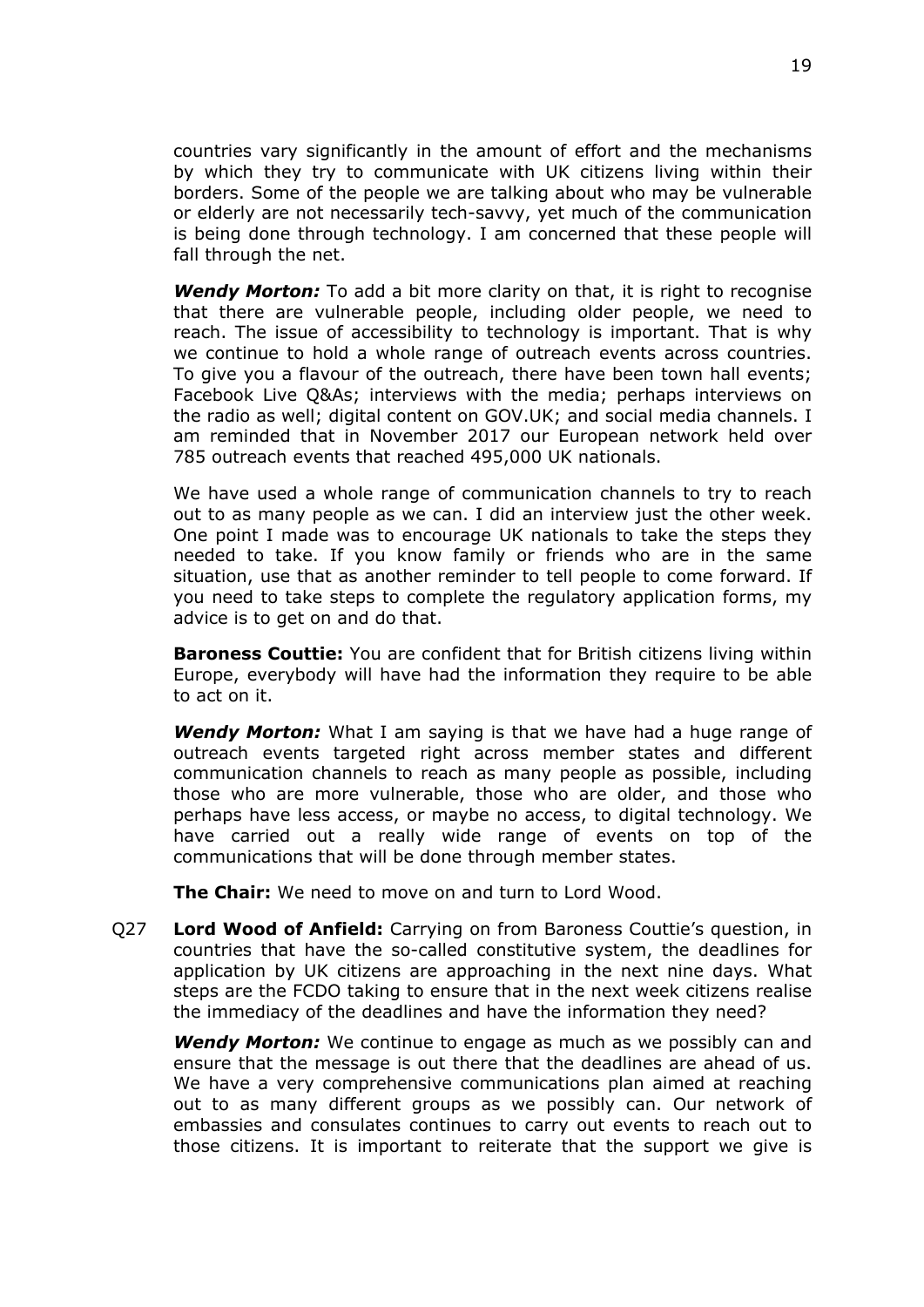countries vary significantly in the amount of effort and the mechanisms by which they try to communicate with UK citizens living within their borders. Some of the people we are talking about who may be vulnerable or elderly are not necessarily tech-savvy, yet much of the communication is being done through technology. I am concerned that these people will fall through the net.

***Wendy Morton:*** To add a bit more clarity on that, it is right to recognise that there are vulnerable people, including older people, we need to reach. The issue of accessibility to technology is important. That is why we continue to hold a whole range of outreach events across countries. To give you a flavour of the outreach, there have been town hall events; Facebook Live Q&As; interviews with the media; perhaps interviews on the radio as well; digital content on GOV.UK; and social media channels. I am reminded that in November 2017 our European network held over 785 outreach events that reached 495,000 UK nationals.

We have used a whole range of communication channels to try to reach out to as many people as we can. I did an interview just the other week. One point I made was to encourage UK nationals to take the steps they needed to take. If you know family or friends who are in the same situation, use that as another reminder to tell people to come forward. If you need to take steps to complete the regulatory application forms, my advice is to get on and do that.

**Baroness Couttie:** You are confident that for British citizens living within Europe, everybody will have had the information they require to be able to act on it.

***Wendy Morton:*** What I am saying is that we have had a huge range of outreach events targeted right across member states and different communication channels to reach as many people as possible, including those who are more vulnerable, those who are older, and those who perhaps have less access, or maybe no access, to digital technology. We have carried out a really wide range of events on top of the communications that will be done through member states.

**The Chair:** We need to move on and turn to Lord Wood.

Q27 **Lord Wood of Anfield:** Carrying on from Baroness Couttie's question, in countries that have the so-called constitutive system, the deadlines for application by UK citizens are approaching in the next nine days. What steps are the FCDO taking to ensure that in the next week citizens realise the immediacy of the deadlines and have the information they need?

***Wendy Morton:*** We continue to engage as much as we possibly can and ensure that the message is out there that the deadlines are ahead of us. We have a very comprehensive communications plan aimed at reaching out to as many different groups as we possibly can. Our network of embassies and consulates continues to carry out events to reach out to those citizens. It is important to reiterate that the support we give is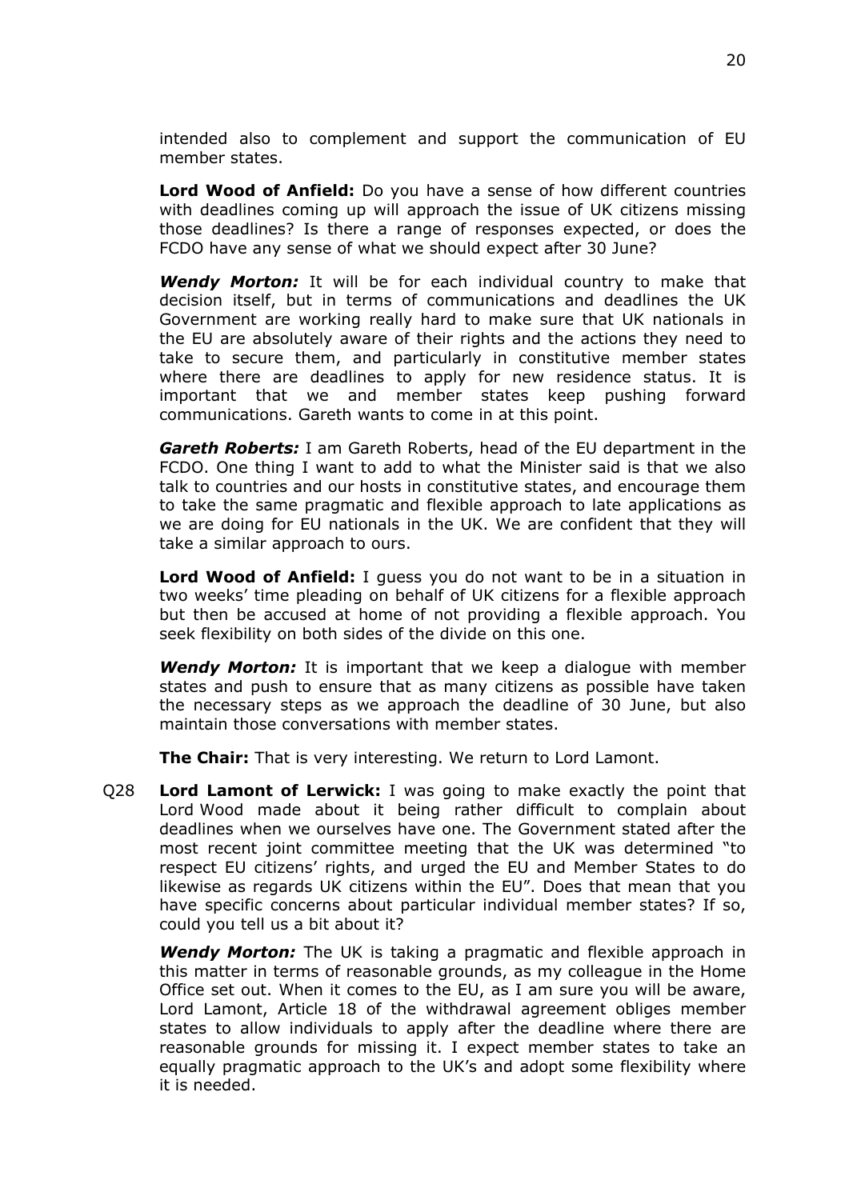intended also to complement and support the communication of EU member states.

**Lord Wood of Anfield:** Do you have a sense of how different countries with deadlines coming up will approach the issue of UK citizens missing those deadlines? Is there a range of responses expected, or does the FCDO have any sense of what we should expect after 30 June?

***Wendy Morton:*** It will be for each individual country to make that decision itself, but in terms of communications and deadlines the UK Government are working really hard to make sure that UK nationals in the EU are absolutely aware of their rights and the actions they need to take to secure them, and particularly in constitutive member states where there are deadlines to apply for new residence status. It is important that we and member states keep pushing forward communications. Gareth wants to come in at this point.

***Gareth Roberts:*** I am Gareth Roberts, head of the EU department in the FCDO. One thing I want to add to what the Minister said is that we also talk to countries and our hosts in constitutive states, and encourage them to take the same pragmatic and flexible approach to late applications as we are doing for EU nationals in the UK. We are confident that they will take a similar approach to ours.

**Lord Wood of Anfield:** I guess you do not want to be in a situation in two weeks' time pleading on behalf of UK citizens for a flexible approach but then be accused at home of not providing a flexible approach. You seek flexibility on both sides of the divide on this one.

***Wendy Morton:*** It is important that we keep a dialogue with member states and push to ensure that as many citizens as possible have taken the necessary steps as we approach the deadline of 30 June, but also maintain those conversations with member states.

**The Chair:** That is very interesting. We return to Lord Lamont.

Q28 **Lord Lamont of Lerwick:** I was going to make exactly the point that Lord Wood made about it being rather difficult to complain about deadlines when we ourselves have one. The Government stated after the most recent joint committee meeting that the UK was determined "to respect EU citizens' rights, and urged the EU and Member States to do likewise as regards UK citizens within the EU". Does that mean that you have specific concerns about particular individual member states? If so, could you tell us a bit about it?

***Wendy Morton:*** The UK is taking a pragmatic and flexible approach in this matter in terms of reasonable grounds, as my colleague in the Home Office set out. When it comes to the EU, as I am sure you will be aware, Lord Lamont, Article 18 of the withdrawal agreement obliges member states to allow individuals to apply after the deadline where there are reasonable grounds for missing it. I expect member states to take an equally pragmatic approach to the UK's and adopt some flexibility where it is needed.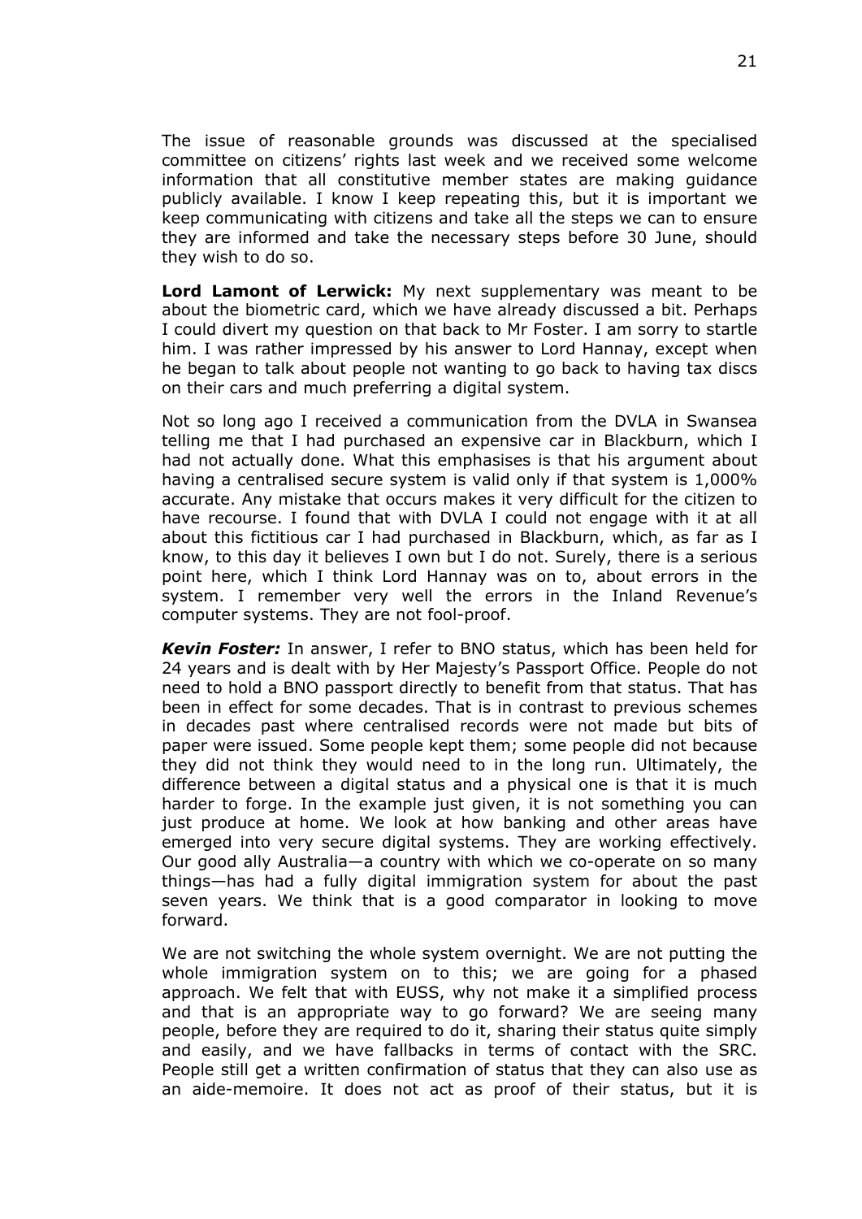The issue of reasonable grounds was discussed at the specialised committee on citizens' rights last week and we received some welcome information that all constitutive member states are making guidance publicly available. I know I keep repeating this, but it is important we keep communicating with citizens and take all the steps we can to ensure they are informed and take the necessary steps before 30 June, should they wish to do so.

**Lord Lamont of Lerwick:** My next supplementary was meant to be about the biometric card, which we have already discussed a bit. Perhaps I could divert my question on that back to Mr Foster. I am sorry to startle him. I was rather impressed by his answer to Lord Hannay, except when he began to talk about people not wanting to go back to having tax discs on their cars and much preferring a digital system.

Not so long ago I received a communication from the DVLA in Swansea telling me that I had purchased an expensive car in Blackburn, which I had not actually done. What this emphasises is that his argument about having a centralised secure system is valid only if that system is 1,000% accurate. Any mistake that occurs makes it very difficult for the citizen to have recourse. I found that with DVLA I could not engage with it at all about this fictitious car I had purchased in Blackburn, which, as far as I know, to this day it believes I own but I do not. Surely, there is a serious point here, which I think Lord Hannay was on to, about errors in the system. I remember very well the errors in the Inland Revenue's computer systems. They are not fool-proof.

***Kevin Foster:*** In answer, I refer to BNO status, which has been held for 24 years and is dealt with by Her Majesty's Passport Office. People do not need to hold a BNO passport directly to benefit from that status. That has been in effect for some decades. That is in contrast to previous schemes in decades past where centralised records were not made but bits of paper were issued. Some people kept them; some people did not because they did not think they would need to in the long run. Ultimately, the difference between a digital status and a physical one is that it is much harder to forge. In the example just given, it is not something you can just produce at home. We look at how banking and other areas have emerged into very secure digital systems. They are working effectively. Our good ally Australia—a country with which we co-operate on so many things—has had a fully digital immigration system for about the past seven years. We think that is a good comparator in looking to move forward.

We are not switching the whole system overnight. We are not putting the whole immigration system on to this; we are going for a phased approach. We felt that with EUSS, why not make it a simplified process and that is an appropriate way to go forward? We are seeing many people, before they are required to do it, sharing their status quite simply and easily, and we have fallbacks in terms of contact with the SRC. People still get a written confirmation of status that they can also use as an aide-memoire. It does not act as proof of their status, but it is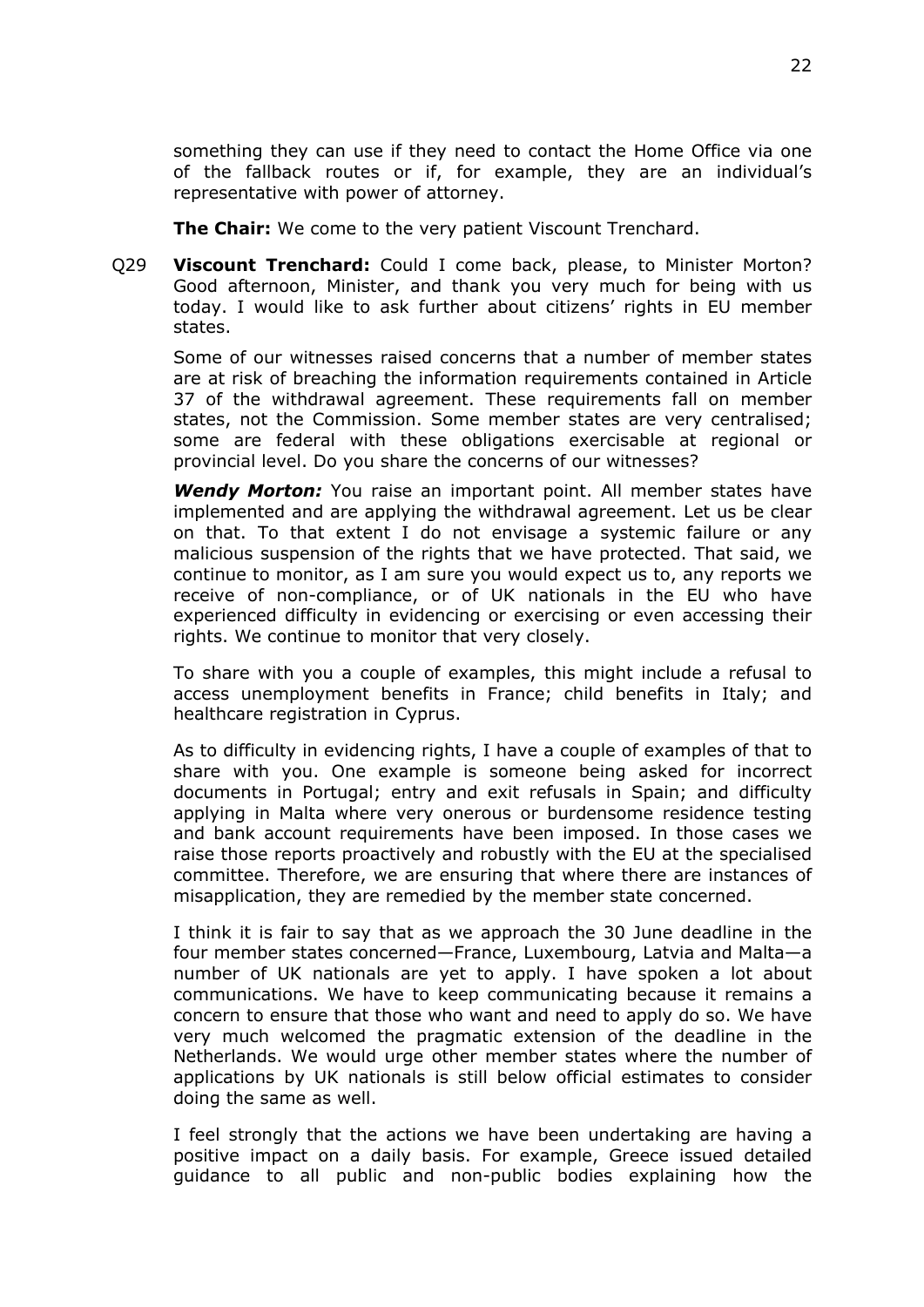something they can use if they need to contact the Home Office via one of the fallback routes or if, for example, they are an individual's representative with power of attorney.

**The Chair:** We come to the very patient Viscount Trenchard.

Q29 **Viscount Trenchard:** Could I come back, please, to Minister Morton? Good afternoon, Minister, and thank you very much for being with us today. I would like to ask further about citizens' rights in EU member states.

Some of our witnesses raised concerns that a number of member states are at risk of breaching the information requirements contained in Article 37 of the withdrawal agreement. These requirements fall on member states, not the Commission. Some member states are very centralised; some are federal with these obligations exercisable at regional or provincial level. Do you share the concerns of our witnesses?

***Wendy Morton:*** You raise an important point. All member states have implemented and are applying the withdrawal agreement. Let us be clear on that. To that extent I do not envisage a systemic failure or any malicious suspension of the rights that we have protected. That said, we continue to monitor, as I am sure you would expect us to, any reports we receive of non-compliance, or of UK nationals in the EU who have experienced difficulty in evidencing or exercising or even accessing their rights. We continue to monitor that very closely.

To share with you a couple of examples, this might include a refusal to access unemployment benefits in France; child benefits in Italy; and healthcare registration in Cyprus.

As to difficulty in evidencing rights, I have a couple of examples of that to share with you. One example is someone being asked for incorrect documents in Portugal; entry and exit refusals in Spain; and difficulty applying in Malta where very onerous or burdensome residence testing and bank account requirements have been imposed. In those cases we raise those reports proactively and robustly with the EU at the specialised committee. Therefore, we are ensuring that where there are instances of misapplication, they are remedied by the member state concerned.

I think it is fair to say that as we approach the 30 June deadline in the four member states concerned—France, Luxembourg, Latvia and Malta—a number of UK nationals are yet to apply. I have spoken a lot about communications. We have to keep communicating because it remains a concern to ensure that those who want and need to apply do so. We have very much welcomed the pragmatic extension of the deadline in the Netherlands. We would urge other member states where the number of applications by UK nationals is still below official estimates to consider doing the same as well.

I feel strongly that the actions we have been undertaking are having a positive impact on a daily basis. For example, Greece issued detailed guidance to all public and non-public bodies explaining how the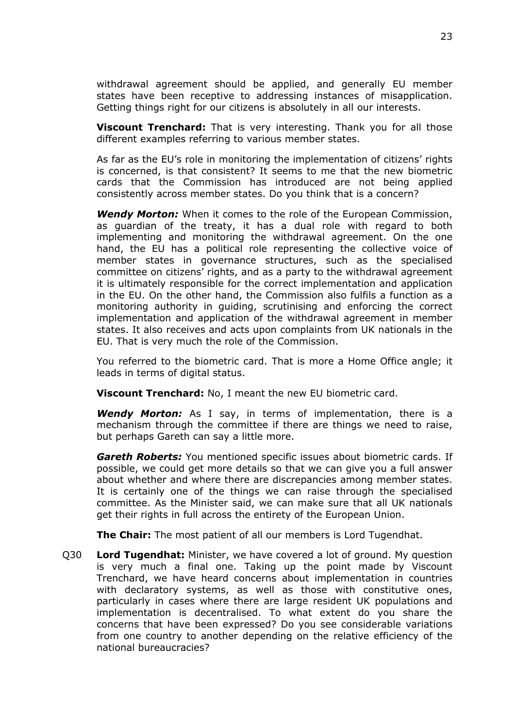withdrawal agreement should be applied, and generally EU member states have been receptive to addressing instances of misapplication. Getting things right for our citizens is absolutely in all our interests.

**Viscount Trenchard:** That is very interesting. Thank you for all those different examples referring to various member states.

As far as the EU's role in monitoring the implementation of citizens' rights is concerned, is that consistent? It seems to me that the new biometric cards that the Commission has introduced are not being applied consistently across member states. Do you think that is a concern?

***Wendy Morton:*** When it comes to the role of the European Commission, as guardian of the treaty, it has a dual role with regard to both implementing and monitoring the withdrawal agreement. On the one hand, the EU has a political role representing the collective voice of member states in governance structures, such as the specialised committee on citizens' rights, and as a party to the withdrawal agreement it is ultimately responsible for the correct implementation and application in the EU. On the other hand, the Commission also fulfils a function as a monitoring authority in guiding, scrutinising and enforcing the correct implementation and application of the withdrawal agreement in member states. It also receives and acts upon complaints from UK nationals in the EU. That is very much the role of the Commission.

You referred to the biometric card. That is more a Home Office angle; it leads in terms of digital status.

**Viscount Trenchard:** No, I meant the new EU biometric card.

***Wendy Morton:*** As I say, in terms of implementation, there is a mechanism through the committee if there are things we need to raise, but perhaps Gareth can say a little more.

***Gareth Roberts:*** You mentioned specific issues about biometric cards. If possible, we could get more details so that we can give you a full answer about whether and where there are discrepancies among member states. It is certainly one of the things we can raise through the specialised committee. As the Minister said, we can make sure that all UK nationals get their rights in full across the entirety of the European Union.

**The Chair:** The most patient of all our members is Lord Tugendhat.

Q30 **Lord Tugendhat:** Minister, we have covered a lot of ground. My question is very much a final one. Taking up the point made by Viscount Trenchard, we have heard concerns about implementation in countries with declaratory systems, as well as those with constitutive ones, particularly in cases where there are large resident UK populations and implementation is decentralised. To what extent do you share the concerns that have been expressed? Do you see considerable variations from one country to another depending on the relative efficiency of the national bureaucracies?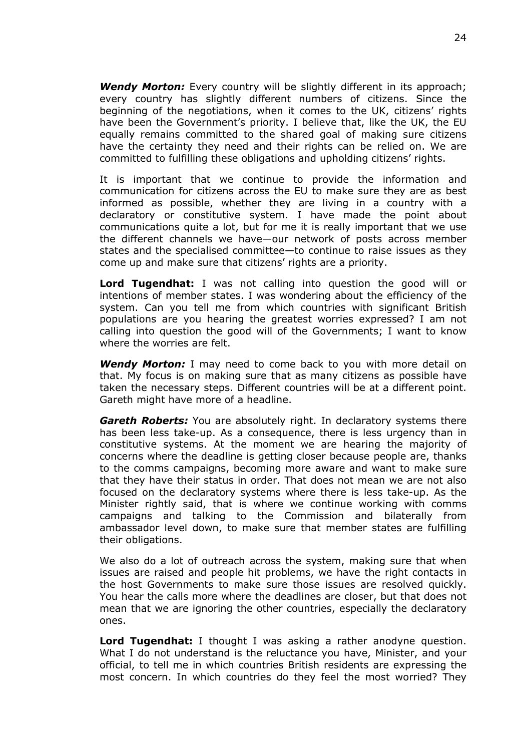***Wendy Morton:*** Every country will be slightly different in its approach; every country has slightly different numbers of citizens. Since the beginning of the negotiations, when it comes to the UK, citizens' rights have been the Government's priority. I believe that, like the UK, the EU equally remains committed to the shared goal of making sure citizens have the certainty they need and their rights can be relied on. We are committed to fulfilling these obligations and upholding citizens' rights.

It is important that we continue to provide the information and communication for citizens across the EU to make sure they are as best informed as possible, whether they are living in a country with a declaratory or constitutive system. I have made the point about communications quite a lot, but for me it is really important that we use the different channels we have—our network of posts across member states and the specialised committee—to continue to raise issues as they come up and make sure that citizens' rights are a priority.

**Lord Tugendhat:** I was not calling into question the good will or intentions of member states. I was wondering about the efficiency of the system. Can you tell me from which countries with significant British populations are you hearing the greatest worries expressed? I am not calling into question the good will of the Governments; I want to know where the worries are felt.

***Wendy Morton:*** I may need to come back to you with more detail on that. My focus is on making sure that as many citizens as possible have taken the necessary steps. Different countries will be at a different point. Gareth might have more of a headline.

***Gareth Roberts:*** You are absolutely right. In declaratory systems there has been less take-up. As a consequence, there is less urgency than in constitutive systems. At the moment we are hearing the majority of concerns where the deadline is getting closer because people are, thanks to the comms campaigns, becoming more aware and want to make sure that they have their status in order. That does not mean we are not also focused on the declaratory systems where there is less take-up. As the Minister rightly said, that is where we continue working with comms campaigns and talking to the Commission and bilaterally from ambassador level down, to make sure that member states are fulfilling their obligations.

We also do a lot of outreach across the system, making sure that when issues are raised and people hit problems, we have the right contacts in the host Governments to make sure those issues are resolved quickly. You hear the calls more where the deadlines are closer, but that does not mean that we are ignoring the other countries, especially the declaratory ones.

**Lord Tugendhat:** I thought I was asking a rather anodyne question. What I do not understand is the reluctance you have, Minister, and your official, to tell me in which countries British residents are expressing the most concern. In which countries do they feel the most worried? They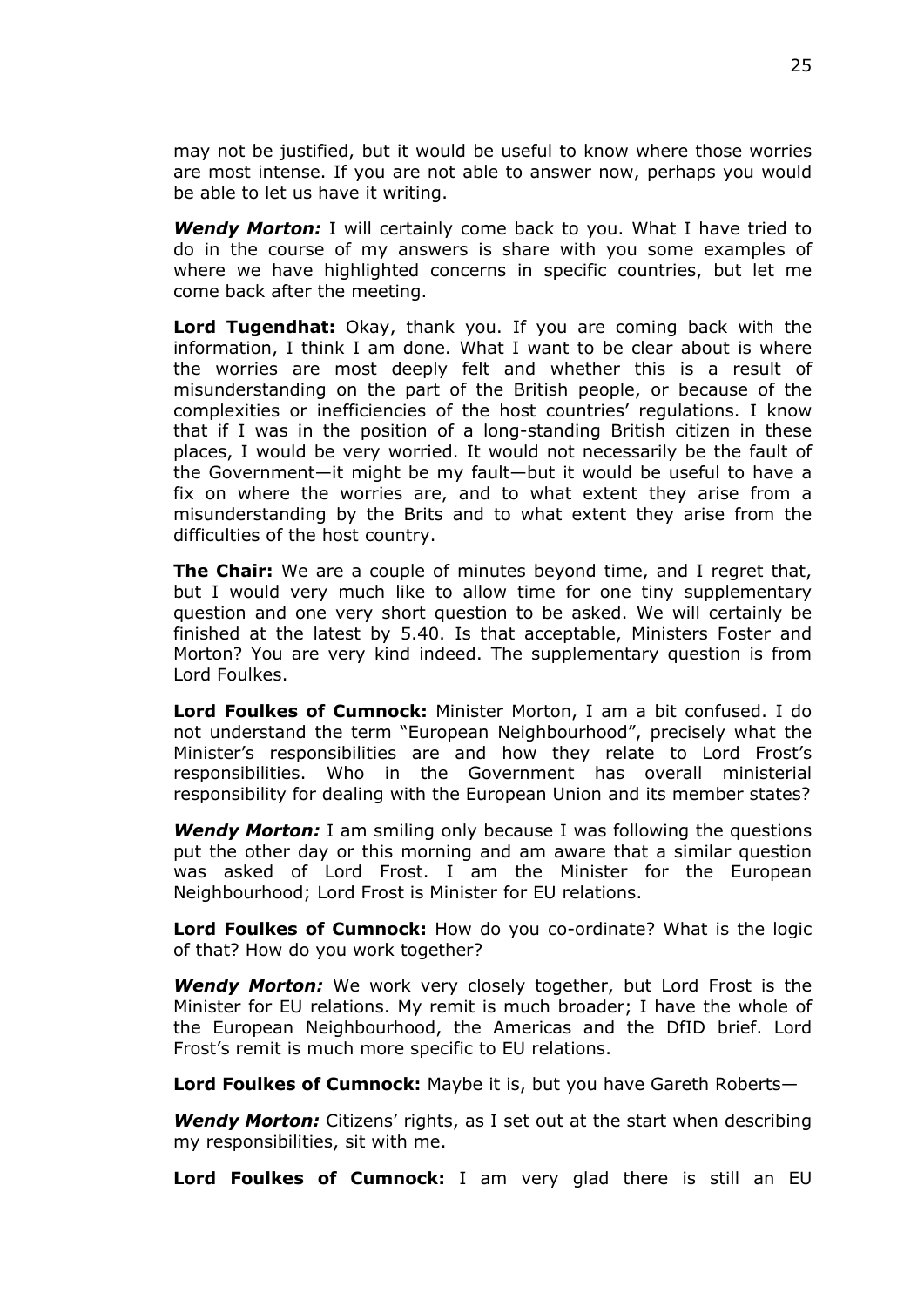may not be justified, but it would be useful to know where those worries are most intense. If you are not able to answer now, perhaps you would be able to let us have it writing.

***Wendy Morton:*** I will certainly come back to you. What I have tried to do in the course of my answers is share with you some examples of where we have highlighted concerns in specific countries, but let me come back after the meeting.

**Lord Tugendhat:** Okay, thank you. If you are coming back with the information, I think I am done. What I want to be clear about is where the worries are most deeply felt and whether this is a result of misunderstanding on the part of the British people, or because of the complexities or inefficiencies of the host countries' regulations. I know that if I was in the position of a long-standing British citizen in these places, I would be very worried. It would not necessarily be the fault of the Government—it might be my fault—but it would be useful to have a fix on where the worries are, and to what extent they arise from a misunderstanding by the Brits and to what extent they arise from the difficulties of the host country.

**The Chair:** We are a couple of minutes beyond time, and I regret that, but I would very much like to allow time for one tiny supplementary question and one very short question to be asked. We will certainly be finished at the latest by 5.40. Is that acceptable, Ministers Foster and Morton? You are very kind indeed. The supplementary question is from Lord Foulkes.

**Lord Foulkes of Cumnock:** Minister Morton, I am a bit confused. I do not understand the term "European Neighbourhood", precisely what the Minister's responsibilities are and how they relate to Lord Frost's responsibilities. Who in the Government has overall ministerial responsibility for dealing with the European Union and its member states?

***Wendy Morton:*** I am smiling only because I was following the questions put the other day or this morning and am aware that a similar question was asked of Lord Frost. I am the Minister for the European Neighbourhood; Lord Frost is Minister for EU relations.

**Lord Foulkes of Cumnock:** How do you co-ordinate? What is the logic of that? How do you work together?

***Wendy Morton:*** We work very closely together, but Lord Frost is the Minister for EU relations. My remit is much broader; I have the whole of the European Neighbourhood, the Americas and the DfID brief. Lord Frost's remit is much more specific to EU relations.

**Lord Foulkes of Cumnock:** Maybe it is, but you have Gareth Roberts—

***Wendy Morton:*** Citizens' rights, as I set out at the start when describing my responsibilities, sit with me.

**Lord Foulkes of Cumnock:** I am very glad there is still an EU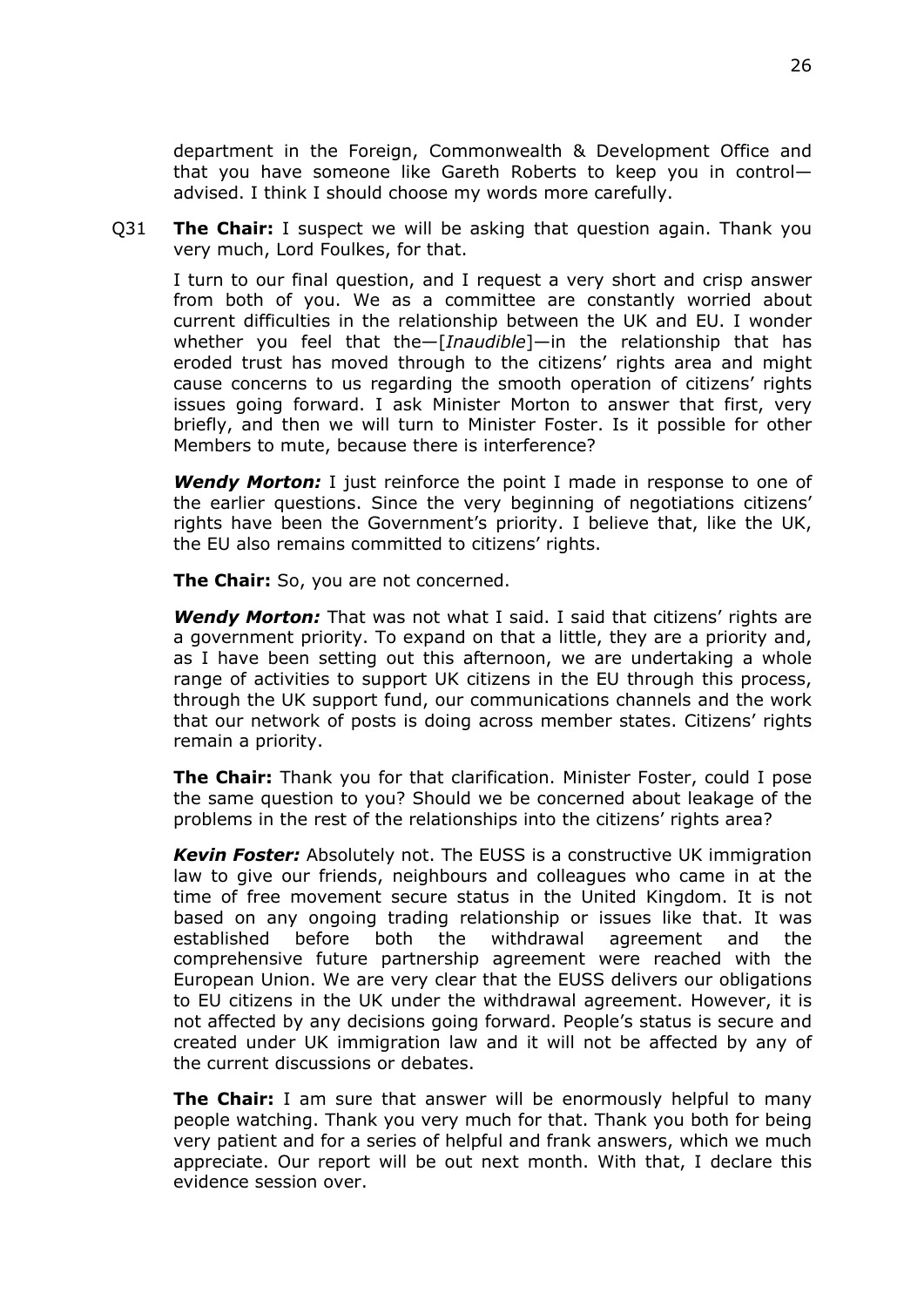department in the Foreign, Commonwealth & Development Office and that you have someone like Gareth Roberts to keep you in control—advised. I think I should choose my words more carefully.

Q31 **The Chair:** I suspect we will be asking that question again. Thank you very much, Lord Foulkes, for that.

I turn to our final question, and I request a very short and crisp answer from both of you. We as a committee are constantly worried about current difficulties in the relationship between the UK and EU. I wonder whether you feel that the—[*Inaudible*]—in the relationship that has eroded trust has moved through to the citizens' rights area and might cause concerns to us regarding the smooth operation of citizens' rights issues going forward. I ask Minister Morton to answer that first, very briefly, and then we will turn to Minister Foster. Is it possible for other Members to mute, because there is interference?

***Wendy Morton:*** I just reinforce the point I made in response to one of the earlier questions. Since the very beginning of negotiations citizens' rights have been the Government's priority. I believe that, like the UK, the EU also remains committed to citizens' rights.

**The Chair:** So, you are not concerned.

***Wendy Morton:*** That was not what I said. I said that citizens' rights are a government priority. To expand on that a little, they are a priority and, as I have been setting out this afternoon, we are undertaking a whole range of activities to support UK citizens in the EU through this process, through the UK support fund, our communications channels and the work that our network of posts is doing across member states. Citizens' rights remain a priority.

**The Chair:** Thank you for that clarification. Minister Foster, could I pose the same question to you? Should we be concerned about leakage of the problems in the rest of the relationships into the citizens' rights area?

***Kevin Foster:*** Absolutely not. The EUSS is a constructive UK immigration law to give our friends, neighbours and colleagues who came in at the time of free movement secure status in the United Kingdom. It is not based on any ongoing trading relationship or issues like that. It was established before both the withdrawal agreement and the comprehensive future partnership agreement were reached with the European Union. We are very clear that the EUSS delivers our obligations to EU citizens in the UK under the withdrawal agreement. However, it is not affected by any decisions going forward. People's status is secure and created under UK immigration law and it will not be affected by any of the current discussions or debates.

**The Chair:** I am sure that answer will be enormously helpful to many people watching. Thank you very much for that. Thank you both for being very patient and for a series of helpful and frank answers, which we much appreciate. Our report will be out next month. With that, I declare this evidence session over.